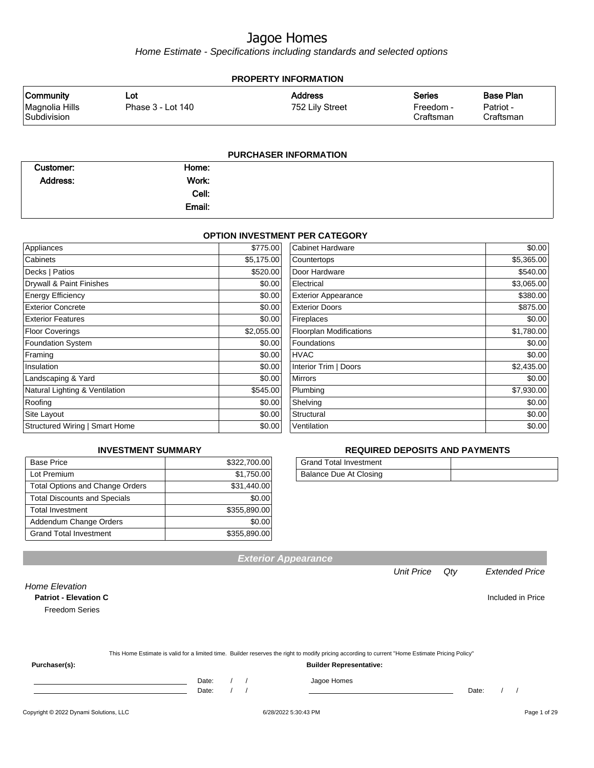# Jagoe Homes

*Home Estimate - Specifications including standards and selected options*

## PROPERTY INFORMATION

| Community | Lot | Address | Series | Base Plan |
|---|---|---|---|---|
| Magnolia Hills Subdivision | Phase 3 - Lot 140 | 752 Lily Street | Freedom - Craftsman | Patriot - Craftsman |

## PURCHASER INFORMATION

| | | | |
|---|---|---|---|
| **Customer:** | | **Home:** | |
| **Address:** | | **Work:** | |
| | | **Cell:** | |
| | | **Email:** | |

## OPTION INVESTMENT PER CATEGORY

| Category | Amount | Category | Amount |
|---|---|---|---|
| Appliances | $775.00 | Cabinet Hardware | $0.00 |
| Cabinets | $5,175.00 | Countertops | $5,365.00 |
| Decks \| Patios | $520.00 | Door Hardware | $540.00 |
| Drywall & Paint Finishes | $0.00 | Electrical | $3,065.00 |
| Energy Efficiency | $0.00 | Exterior Appearance | $380.00 |
| Exterior Concrete | $0.00 | Exterior Doors | $875.00 |
| Exterior Features | $0.00 | Fireplaces | $0.00 |
| Floor Coverings | $2,055.00 | Floorplan Modifications | $1,780.00 |
| Foundation System | $0.00 | Foundations | $0.00 |
| Framing | $0.00 | HVAC | $0.00 |
| Insulation | $0.00 | Interior Trim \| Doors | $2,435.00 |
| Landscaping & Yard | $0.00 | Mirrors | $0.00 |
| Natural Lighting & Ventilation | $545.00 | Plumbing | $7,930.00 |
| Roofing | $0.00 | Shelving | $0.00 |
| Site Layout | $0.00 | Structural | $0.00 |
| Structured Wiring \| Smart Home | $0.00 | Ventilation | $0.00 |

## INVESTMENT SUMMARY

| | |
|---|---|
| Base Price | $322,700.00 |
| Lot Premium | $1,750.00 |
| Total Options and Change Orders | $31,440.00 |
| Total Discounts and Specials | $0.00 |
| Total Investment | $355,890.00 |
| Addendum Change Orders | $0.00 |
| Grand Total Investment | $355,890.00 |

## REQUIRED DEPOSITS AND PAYMENTS

| | |
|---|---|
| Grand Total Investment | |
| Balance Due At Closing | |

## Exterior Appearance

| | Unit Price | Qty | Extended Price |
|---|---|---|---|
| *Home Elevation* | | | |
| **Patriot - Elevation C** | | | Included in Price |
| Freedom Series | | | |

This Home Estimate is valid for a limited time. Builder reserves the right to modify pricing according to current "Home Estimate Pricing Policy"

**Purchaser(s):**

Date: / /

Date: / /

**Builder Representative:**

Jagoe Homes

Date: / /

Copyright © 2022 Dynami Solutions, LLC 6/28/2022 5:30:43 PM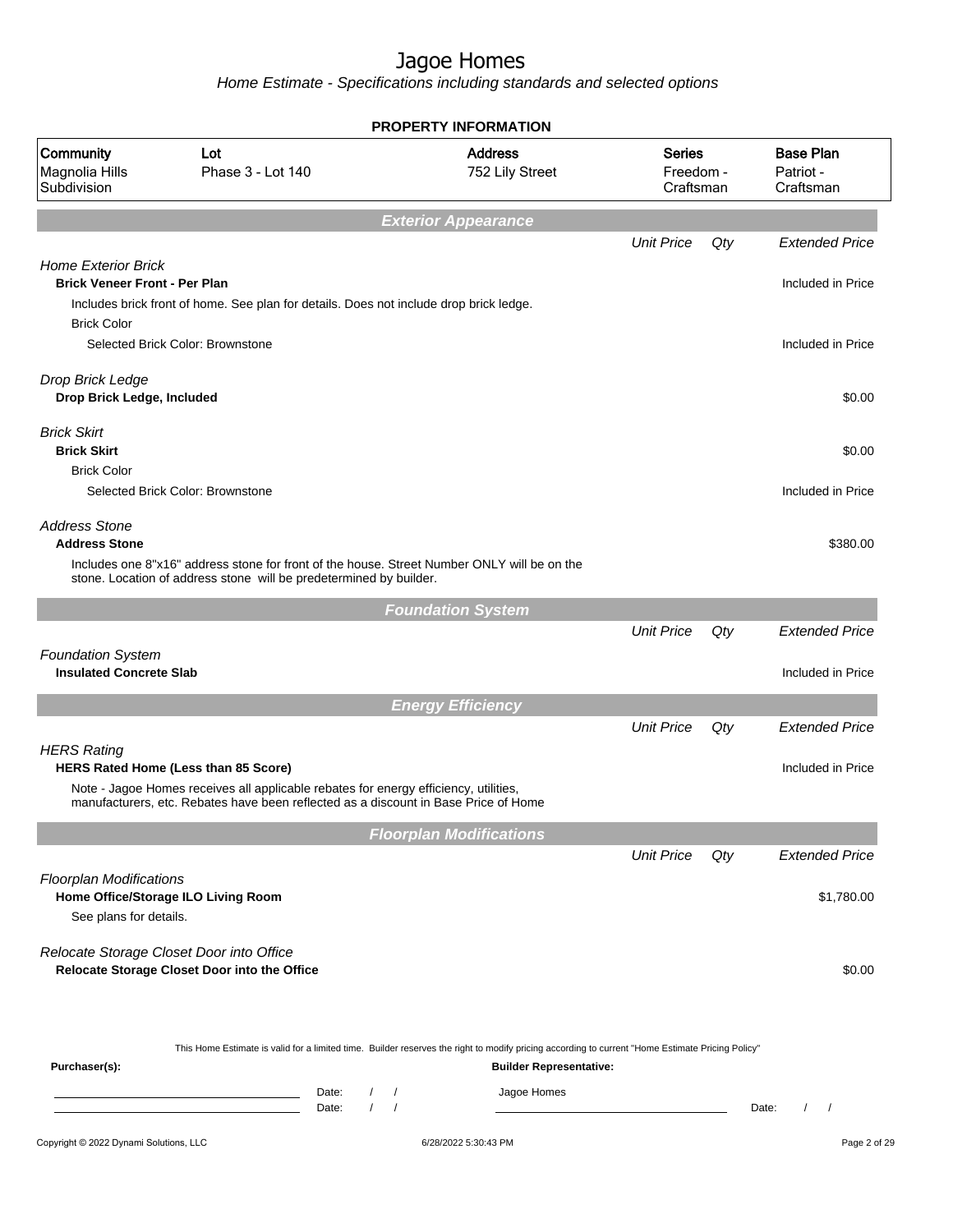# Jagoe Homes

Home Estimate - Specifications including standards and selected options

## PROPERTY INFORMATION

| Community | Lot | Address | Series | Base Plan |
|---|---|---|---|---|
| Magnolia Hills Subdivision | Phase 3 - Lot 140 | 752 Lily Street | Freedom - Craftsman | Patriot - Craftsman |

## Exterior Appearance

| | Unit Price | Qty | Extended Price |
|---|---|---|---|
| *Home Exterior Brick* | | | |
| **Brick Veneer Front - Per Plan** | | | Included in Price |
| Includes brick front of home. See plan for details. Does not include drop brick ledge. | | | |
| Brick Color | | | |
| Selected Brick Color: Brownstone | | | Included in Price |
| *Drop Brick Ledge* | | | |
| **Drop Brick Ledge, Included** | | | $0.00 |
| *Brick Skirt* | | | |
| **Brick Skirt** | | | $0.00 |
| Brick Color | | | |
| Selected Brick Color: Brownstone | | | Included in Price |
| *Address Stone* | | | |
| **Address Stone** | | | $380.00 |
| Includes one 8"x16" address stone for front of the house. Street Number ONLY will be on the stone. Location of address stone will be predetermined by builder. | | | |

## Foundation System

| | Unit Price | Qty | Extended Price |
|---|---|---|---|
| *Foundation System* | | | |
| **Insulated Concrete Slab** | | | Included in Price |

## Energy Efficiency

| | Unit Price | Qty | Extended Price |
|---|---|---|---|
| *HERS Rating* | | | |
| **HERS Rated Home (Less than 85 Score)** | | | Included in Price |
| Note - Jagoe Homes receives all applicable rebates for energy efficiency, utilities, manufacturers, etc. Rebates have been reflected as a discount in Base Price of Home | | | |

## Floorplan Modifications

| | Unit Price | Qty | Extended Price |
|---|---|---|---|
| *Floorplan Modifications* | | | |
| **Home Office/Storage ILO Living Room** | | | $1,780.00 |
| See plans for details. | | | |
| *Relocate Storage Closet Door into Office* | | | |
| **Relocate Storage Closet Door into the Office** | | | $0.00 |

This Home Estimate is valid for a limited time. Builder reserves the right to modify pricing according to current "Home Estimate Pricing Policy"

**Purchaser(s):** Date: / / Date: / /

**Builder Representative:** Jagoe Homes Date: / /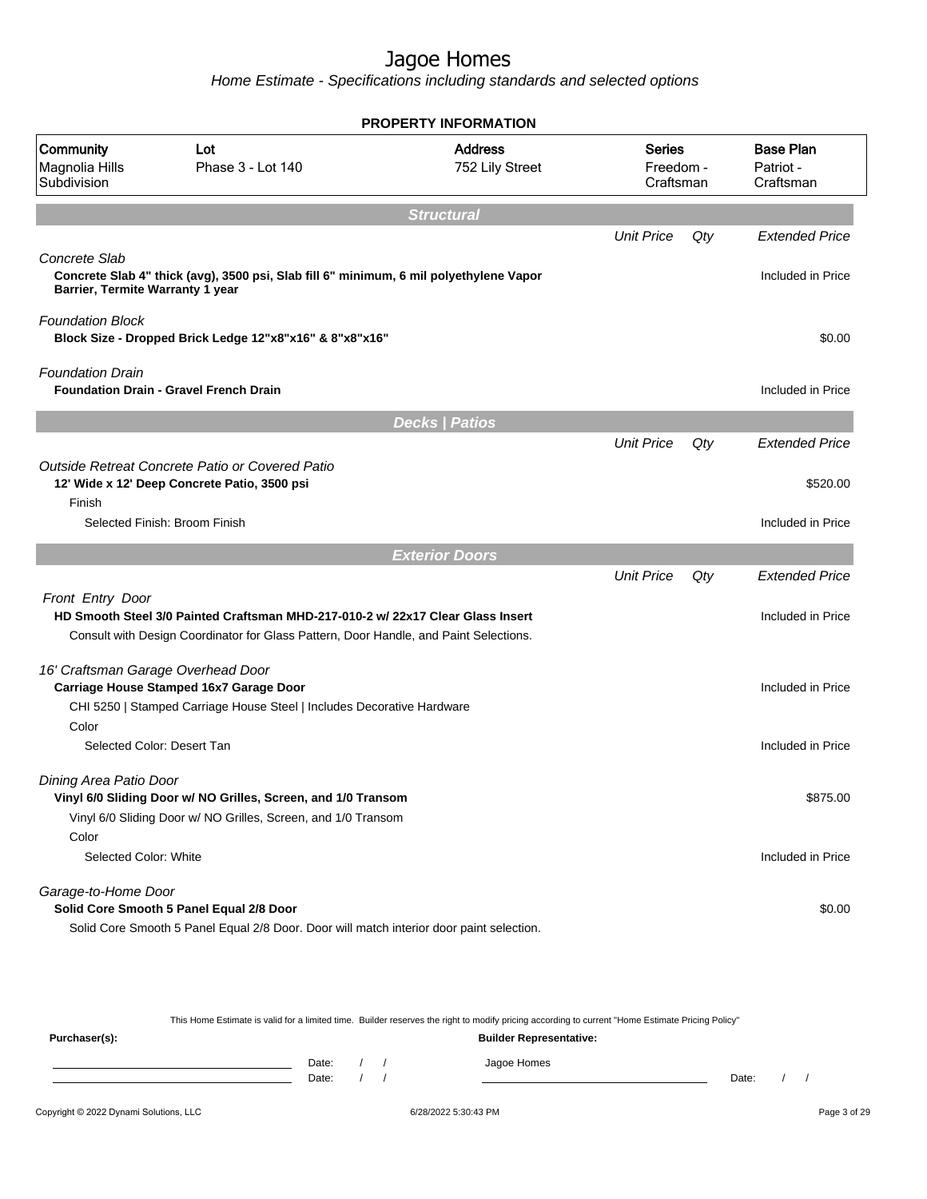# Jagoe Homes

*Home Estimate - Specifications including standards and selected options*

## PROPERTY INFORMATION

| Community | Lot | Address | Series | Base Plan |
|---|---|---|---|---|
| Magnolia Hills Subdivision | Phase 3 - Lot 140 | 752 Lily Street | Freedom - Craftsman | Patriot - Craftsman |

## Structural

| | Unit Price | Qty | Extended Price |
|---|---|---|---|
| *Concrete Slab* | | | |
| **Concrete Slab 4" thick (avg), 3500 psi, Slab fill 6" minimum, 6 mil polyethylene Vapor Barrier, Termite Warranty 1 year** | | | Included in Price |
| *Foundation Block* | | | |
| **Block Size - Dropped Brick Ledge 12"x8"x16" & 8"x8"x16"** | | | $0.00 |
| *Foundation Drain* | | | |
| **Foundation Drain - Gravel French Drain** | | | Included in Price |

## Decks | Patios

| | Unit Price | Qty | Extended Price |
|---|---|---|---|
| *Outside Retreat Concrete Patio or Covered Patio* | | | |
| **12' Wide x 12' Deep Concrete Patio, 3500 psi** | | | $520.00 |
| Finish | | | |
| Selected Finish: Broom Finish | | | Included in Price |

## Exterior Doors

| | Unit Price | Qty | Extended Price |
|---|---|---|---|
| *Front Entry Door* | | | |
| **HD Smooth Steel 3/0 Painted Craftsman MHD-217-010-2 w/ 22x17 Clear Glass Insert** | | | Included in Price |
| Consult with Design Coordinator for Glass Pattern, Door Handle, and Paint Selections. | | | |
| *16' Craftsman Garage Overhead Door* | | | |
| **Carriage House Stamped 16x7 Garage Door** | | | Included in Price |
| CHI 5250 \| Stamped Carriage House Steel \| Includes Decorative Hardware | | | |
| Color | | | |
| Selected Color: Desert Tan | | | Included in Price |
| *Dining Area Patio Door* | | | |
| **Vinyl 6/0 Sliding Door w/ NO Grilles, Screen, and 1/0 Transom** | | | $875.00 |
| Vinyl 6/0 Sliding Door w/ NO Grilles, Screen, and 1/0 Transom | | | |
| Color | | | |
| Selected Color: White | | | Included in Price |
| *Garage-to-Home Door* | | | |
| **Solid Core Smooth 5 Panel Equal 2/8 Door** | | | $0.00 |
| Solid Core Smooth 5 Panel Equal 2/8 Door. Door will match interior door paint selection. | | | |

This Home Estimate is valid for a limited time. Builder reserves the right to modify pricing according to current "Home Estimate Pricing Policy"

**Purchaser(s):**

Date: / /

Date: / /

**Builder Representative:**

Jagoe Homes

Date: / /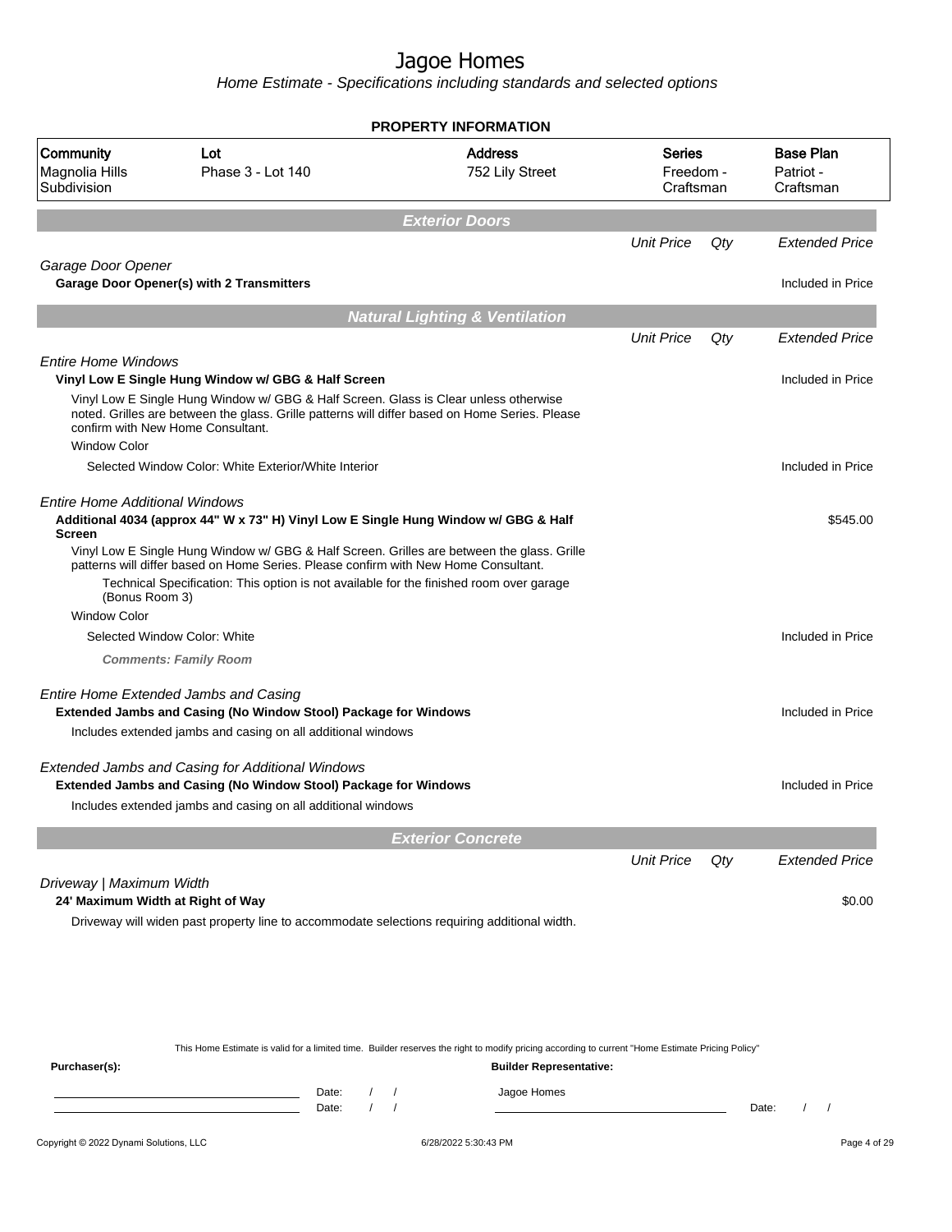# Jagoe Homes

*Home Estimate - Specifications including standards and selected options*

## PROPERTY INFORMATION

| Community | Lot | Address | Series | Base Plan |
|---|---|---|---|---|
| Magnolia Hills Subdivision | Phase 3 - Lot 140 | 752 Lily Street | Freedom - Craftsman | Patriot - Craftsman |

## Exterior Doors

| | Unit Price | Qty | Extended Price |
|---|---|---|---|
| *Garage Door Opener* | | | |
| **Garage Door Opener(s) with 2 Transmitters** | | | Included in Price |

## Natural Lighting & Ventilation

| | Unit Price | Qty | Extended Price |
|---|---|---|---|
| *Entire Home Windows* | | | |
| **Vinyl Low E Single Hung Window w/ GBG & Half Screen** | | | Included in Price |
| Vinyl Low E Single Hung Window w/ GBG & Half Screen. Glass is Clear unless otherwise noted. Grilles are between the glass. Grille patterns will differ based on Home Series. Please confirm with New Home Consultant. | | | |
| Window Color | | | |
| Selected Window Color: White Exterior/White Interior | | | Included in Price |
| *Entire Home Additional Windows* | | | |
| **Additional 4034 (approx 44" W x 73" H) Vinyl Low E Single Hung Window w/ GBG & Half Screen** | | | $545.00 |
| Vinyl Low E Single Hung Window w/ GBG & Half Screen. Grilles are between the glass. Grille patterns will differ based on Home Series. Please confirm with New Home Consultant. | | | |
| Technical Specification: This option is not available for the finished room over garage (Bonus Room 3) | | | |
| Window Color | | | |
| Selected Window Color: White | | | Included in Price |
| ***Comments: Family Room*** | | | |
| *Entire Home Extended Jambs and Casing* | | | |
| **Extended Jambs and Casing (No Window Stool) Package for Windows** | | | Included in Price |
| Includes extended jambs and casing on all additional windows | | | |
| *Extended Jambs and Casing for Additional Windows* | | | |
| **Extended Jambs and Casing (No Window Stool) Package for Windows** | | | Included in Price |
| Includes extended jambs and casing on all additional windows | | | |

## Exterior Concrete

| | Unit Price | Qty | Extended Price |
|---|---|---|---|
| *Driveway \| Maximum Width* | | | |
| **24' Maximum Width at Right of Way** | | | $0.00 |
| Driveway will widen past property line to accommodate selections requiring additional width. | | | |

This Home Estimate is valid for a limited time. Builder reserves the right to modify pricing according to current "Home Estimate Pricing Policy"

**Purchaser(s):** Date: / / Date: / /

**Builder Representative:** Jagoe Homes Date: / /

Copyright © 2022 Dynami Solutions, LLC 6/28/2022 5:30:43 PM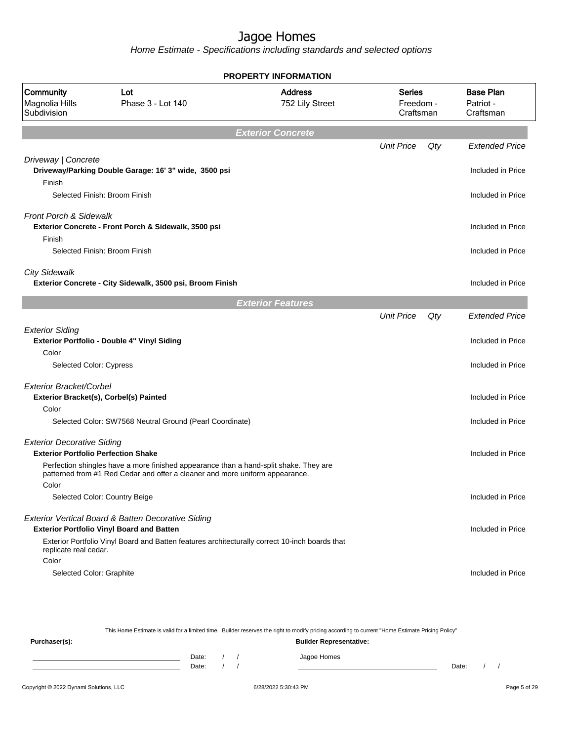# Jagoe Homes

*Home Estimate - Specifications including standards and selected options*

**PROPERTY INFORMATION**

| Community | Lot | Address | Series | Base Plan |
|---|---|---|---|---|
| Magnolia Hills Subdivision | Phase 3 - Lot 140 | 752 Lily Street | Freedom - Craftsman | Patriot - Craftsman |

## Exterior Concrete

| | Unit Price | Qty | Extended Price |
|---|---|---|---|
| *Driveway \| Concrete* | | | |
| **Driveway/Parking Double Garage: 16' 3" wide, 3500 psi** | | | Included in Price |
| Finish | | | |
| Selected Finish: Broom Finish | | | Included in Price |
| *Front Porch & Sidewalk* | | | |
| **Exterior Concrete - Front Porch & Sidewalk, 3500 psi** | | | Included in Price |
| Finish | | | |
| Selected Finish: Broom Finish | | | Included in Price |
| *City Sidewalk* | | | |
| **Exterior Concrete - City Sidewalk, 3500 psi, Broom Finish** | | | Included in Price |

## Exterior Features

| | Unit Price | Qty | Extended Price |
|---|---|---|---|
| *Exterior Siding* | | | |
| **Exterior Portfolio - Double 4" Vinyl Siding** | | | Included in Price |
| Color | | | |
| Selected Color: Cypress | | | Included in Price |
| *Exterior Bracket/Corbel* | | | |
| **Exterior Bracket(s), Corbel(s) Painted** | | | Included in Price |
| Color | | | |
| Selected Color: SW7568 Neutral Ground (Pearl Coordinate) | | | Included in Price |
| *Exterior Decorative Siding* | | | |
| **Exterior Portfolio Perfection Shake** | | | Included in Price |
| Perfection shingles have a more finished appearance than a hand-split shake. They are patterned from #1 Red Cedar and offer a cleaner and more uniform appearance. | | | |
| Color | | | |
| Selected Color: Country Beige | | | Included in Price |
| *Exterior Vertical Board & Batten Decorative Siding* | | | |
| **Exterior Portfolio Vinyl Board and Batten** | | | Included in Price |
| Exterior Portfolio Vinyl Board and Batten features architecturally correct 10-inch boards that replicate real cedar. | | | |
| Color | | | |
| Selected Color: Graphite | | | Included in Price |

This Home Estimate is valid for a limited time. Builder reserves the right to modify pricing according to current "Home Estimate Pricing Policy"

**Purchaser(s):** 

Date: / /

Date: / /

**Builder Representative:**

Jagoe Homes

Date: / /

Copyright © 2022 Dynami Solutions, LLC — 6/28/2022 5:30:43 PM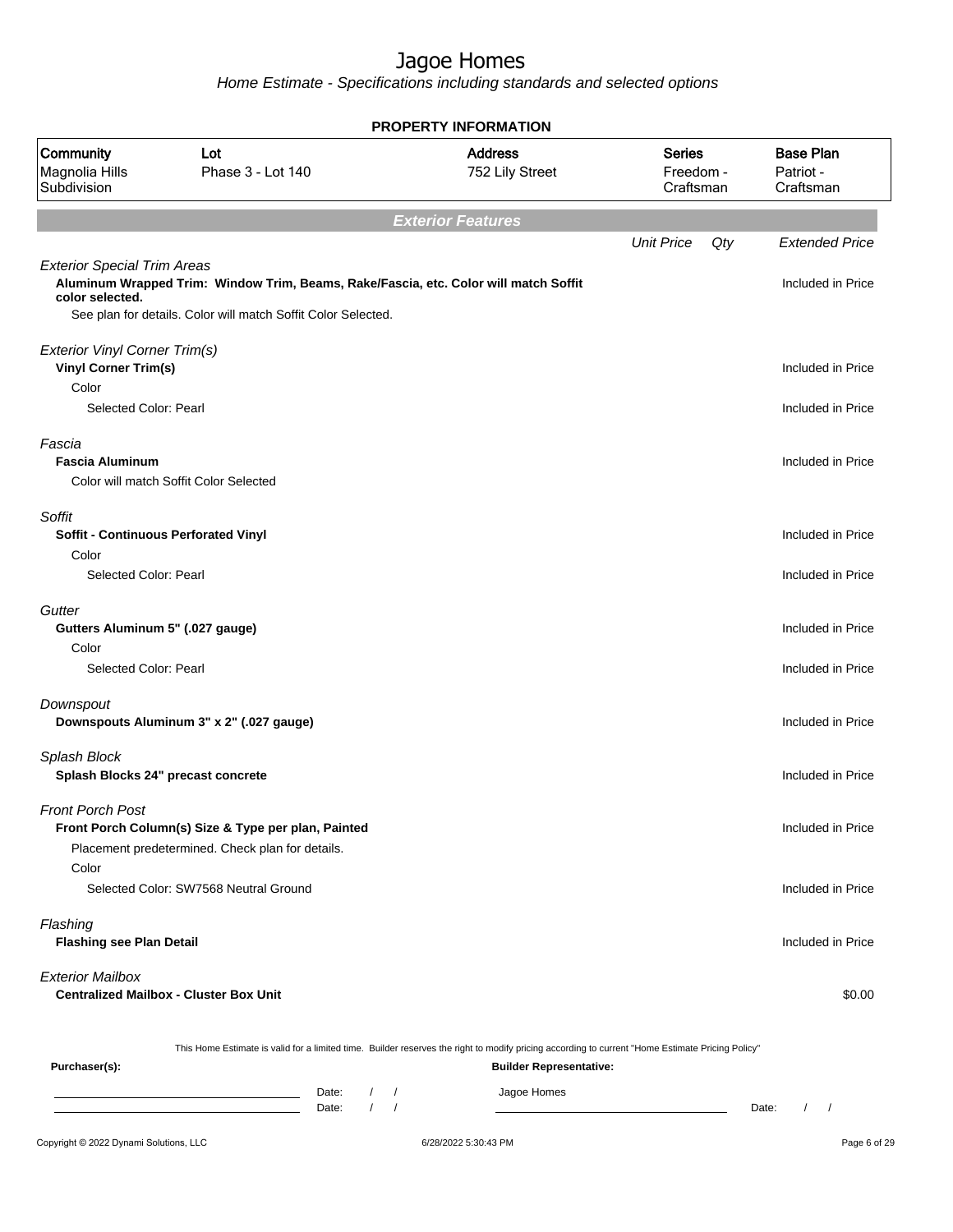# Jagoe Homes

*Home Estimate - Specifications including standards and selected options*

**PROPERTY INFORMATION**

| Community | Lot | Address | Series | Base Plan |
|---|---|---|---|---|
| Magnolia Hills Subdivision | Phase 3 - Lot 140 | 752 Lily Street | Freedom - Craftsman | Patriot - Craftsman |

## *Exterior Features*

| | Unit Price | Qty | Extended Price |
|---|---|---|---|
| *Exterior Special Trim Areas* | | | |
| **Aluminum Wrapped Trim: Window Trim, Beams, Rake/Fascia, etc. Color will match Soffit color selected.** | | | Included in Price |
| See plan for details. Color will match Soffit Color Selected. | | | |
| *Exterior Vinyl Corner Trim(s)* | | | |
| **Vinyl Corner Trim(s)** | | | Included in Price |
| Color | | | |
| Selected Color: Pearl | | | Included in Price |
| *Fascia* | | | |
| **Fascia Aluminum** | | | Included in Price |
| Color will match Soffit Color Selected | | | |
| *Soffit* | | | |
| **Soffit - Continuous Perforated Vinyl** | | | Included in Price |
| Color | | | |
| Selected Color: Pearl | | | Included in Price |
| *Gutter* | | | |
| **Gutters Aluminum 5" (.027 gauge)** | | | Included in Price |
| Color | | | |
| Selected Color: Pearl | | | Included in Price |
| *Downspout* | | | |
| **Downspouts Aluminum 3" x 2" (.027 gauge)** | | | Included in Price |
| *Splash Block* | | | |
| **Splash Blocks 24" precast concrete** | | | Included in Price |
| *Front Porch Post* | | | |
| **Front Porch Column(s) Size & Type per plan, Painted** | | | Included in Price |
| Placement predetermined. Check plan for details. | | | |
| Color | | | |
| Selected Color: SW7568 Neutral Ground | | | Included in Price |
| *Flashing* | | | |
| **Flashing see Plan Detail** | | | Included in Price |
| *Exterior Mailbox* | | | |
| **Centralized Mailbox - Cluster Box Unit** | | | $0.00 |

This Home Estimate is valid for a limited time. Builder reserves the right to modify pricing according to current "Home Estimate Pricing Policy"

**Purchaser(s):**

Date: / /

Date: / /

**Builder Representative:**

Jagoe Homes

Date: / /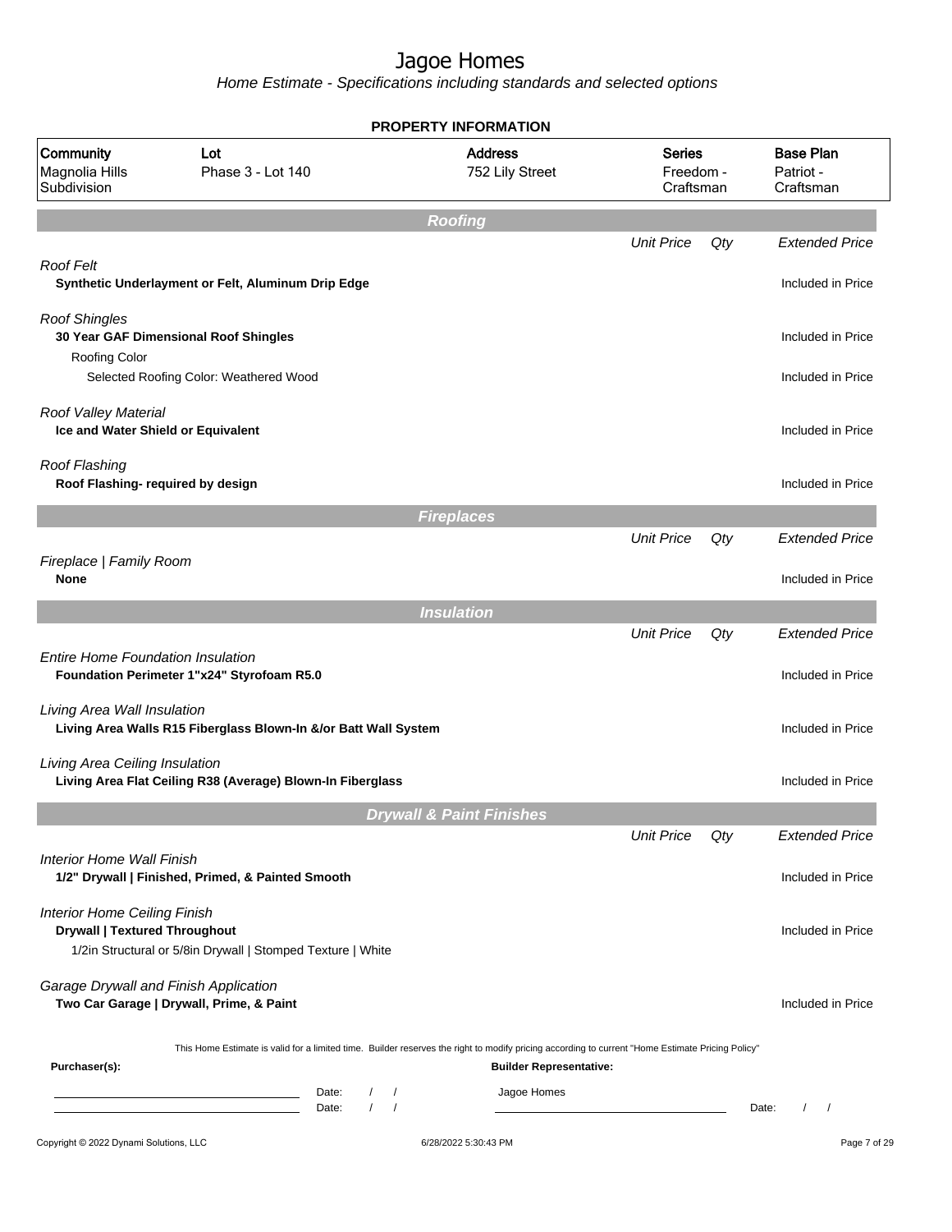# Jagoe Homes

*Home Estimate - Specifications including standards and selected options*

**PROPERTY INFORMATION**

| Community | Lot | Address | Series | Base Plan |
| --- | --- | --- | --- | --- |
| Magnolia Hills Subdivision | Phase 3 - Lot 140 | 752 Lily Street | Freedom - Craftsman | Patriot - Craftsman |

## Roofing

| | Unit Price | Qty | Extended Price |
| --- | --- | --- | --- |
| *Roof Felt* | | | |
| **Synthetic Underlayment or Felt, Aluminum Drip Edge** | | | Included in Price |
| *Roof Shingles* | | | |
| **30 Year GAF Dimensional Roof Shingles** | | | Included in Price |
| Roofing Color | | | |
| Selected Roofing Color: Weathered Wood | | | Included in Price |
| *Roof Valley Material* | | | |
| **Ice and Water Shield or Equivalent** | | | Included in Price |
| *Roof Flashing* | | | |
| **Roof Flashing- required by design** | | | Included in Price |

## Fireplaces

| | Unit Price | Qty | Extended Price |
| --- | --- | --- | --- |
| *Fireplace \| Family Room* | | | |
| **None** | | | Included in Price |

## Insulation

| | Unit Price | Qty | Extended Price |
| --- | --- | --- | --- |
| *Entire Home Foundation Insulation* | | | |
| **Foundation Perimeter 1"x24" Styrofoam R5.0** | | | Included in Price |
| *Living Area Wall Insulation* | | | |
| **Living Area Walls R15 Fiberglass Blown-In &/or Batt Wall System** | | | Included in Price |
| *Living Area Ceiling Insulation* | | | |
| **Living Area Flat Ceiling R38 (Average) Blown-In Fiberglass** | | | Included in Price |

## Drywall & Paint Finishes

| | Unit Price | Qty | Extended Price |
| --- | --- | --- | --- |
| *Interior Home Wall Finish* | | | |
| **1/2" Drywall \| Finished, Primed, & Painted Smooth** | | | Included in Price |
| *Interior Home Ceiling Finish* | | | |
| **Drywall \| Textured Throughout** | | | Included in Price |
| 1/2in Structural or 5/8in Drywall \| Stomped Texture \| White | | | |
| *Garage Drywall and Finish Application* | | | |
| **Two Car Garage \| Drywall, Prime, & Paint** | | | Included in Price |

This Home Estimate is valid for a limited time. Builder reserves the right to modify pricing according to current "Home Estimate Pricing Policy"

**Purchaser(s):**

Date: / /

Date: / /

**Builder Representative:**

Jagoe Homes

Date: / /

Copyright © 2022 Dynami Solutions, LLC

6/28/2022 5:30:43 PM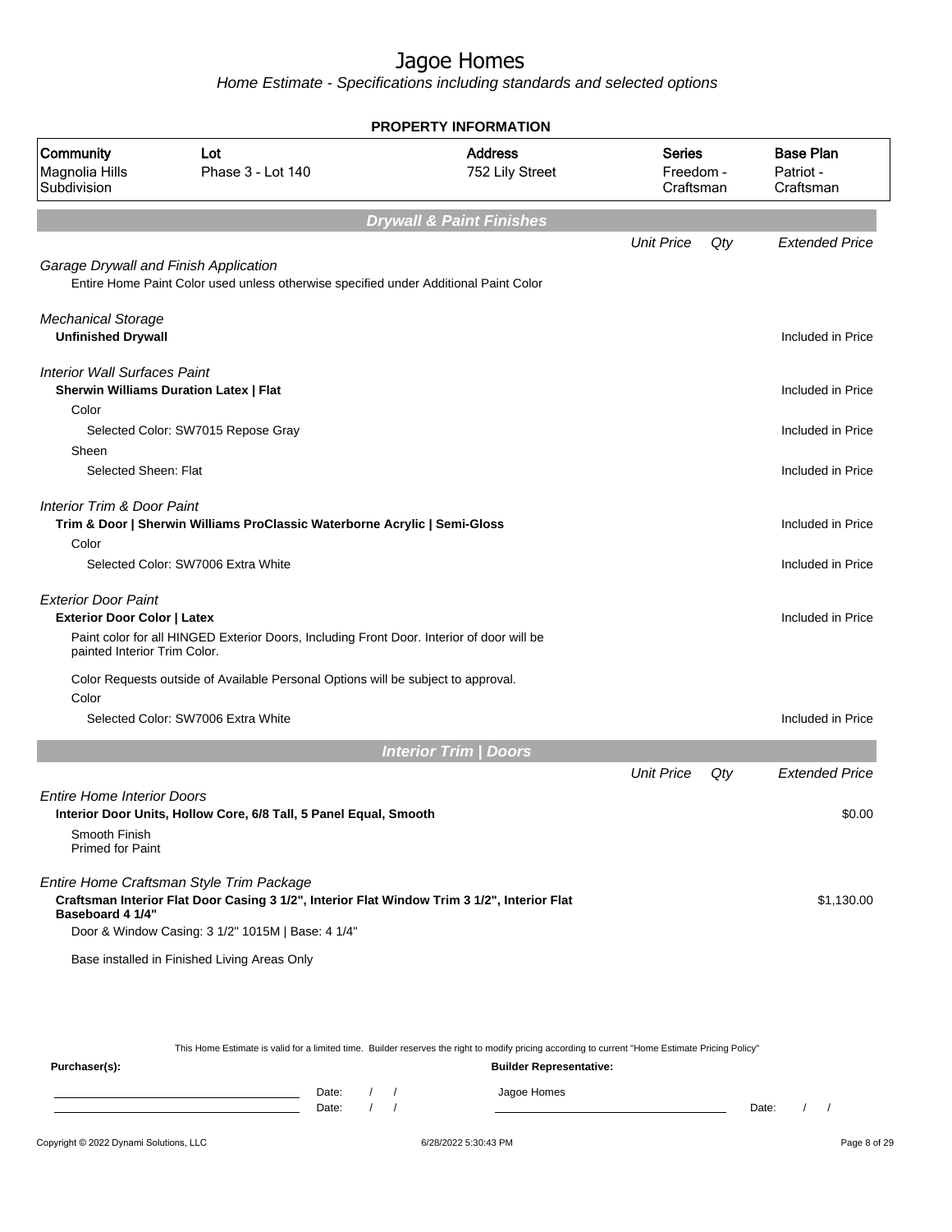# Jagoe Homes

*Home Estimate - Specifications including standards and selected options*

**PROPERTY INFORMATION**

| Community | Lot | Address | Series | Base Plan |
|---|---|---|---|---|
| Magnolia Hills Subdivision | Phase 3 - Lot 140 | 752 Lily Street | Freedom - Craftsman | Patriot - Craftsman |

## Drywall & Paint Finishes

| | Unit Price | Qty | Extended Price |
|---|---|---|---|
| *Garage Drywall and Finish Application* | | | |
| Entire Home Paint Color used unless otherwise specified under Additional Paint Color | | | |
| *Mechanical Storage* | | | |
| **Unfinished Drywall** | | | Included in Price |
| *Interior Wall Surfaces Paint* | | | |
| **Sherwin Williams Duration Latex \| Flat** | | | Included in Price |
| Color | | | |
| Selected Color: SW7015 Repose Gray | | | Included in Price |
| Sheen | | | |
| Selected Sheen: Flat | | | Included in Price |
| *Interior Trim & Door Paint* | | | |
| **Trim & Door \| Sherwin Williams ProClassic Waterborne Acrylic \| Semi-Gloss** | | | Included in Price |
| Color | | | |
| Selected Color: SW7006 Extra White | | | Included in Price |
| *Exterior Door Paint* | | | |
| **Exterior Door Color \| Latex** | | | Included in Price |
| Paint color for all HINGED Exterior Doors, Including Front Door. Interior of door will be painted Interior Trim Color. | | | |
| Color Requests outside of Available Personal Options will be subject to approval. | | | |
| Color | | | |
| Selected Color: SW7006 Extra White | | | Included in Price |

## Interior Trim | Doors

| | Unit Price | Qty | Extended Price |
|---|---|---|---|
| *Entire Home Interior Doors* | | | |
| **Interior Door Units, Hollow Core, 6/8 Tall, 5 Panel Equal, Smooth** | | | $0.00 |
| Smooth Finish<br>Primed for Paint | | | |
| *Entire Home Craftsman Style Trim Package* | | | |
| **Craftsman Interior Flat Door Casing 3 1/2", Interior Flat Window Trim 3 1/2", Interior Flat Baseboard 4 1/4"** | | | $1,130.00 |
| Door & Window Casing: 3 1/2" 1015M \| Base: 4 1/4" | | | |
| Base installed in Finished Living Areas Only | | | |

This Home Estimate is valid for a limited time. Builder reserves the right to modify pricing according to current "Home Estimate Pricing Policy"

**Purchaser(s):** Date: / / Date: / /

**Builder Representative:** Jagoe Homes Date: / /

Copyright © 2022 Dynami Solutions, LLC 6/28/2022 5:30:43 PM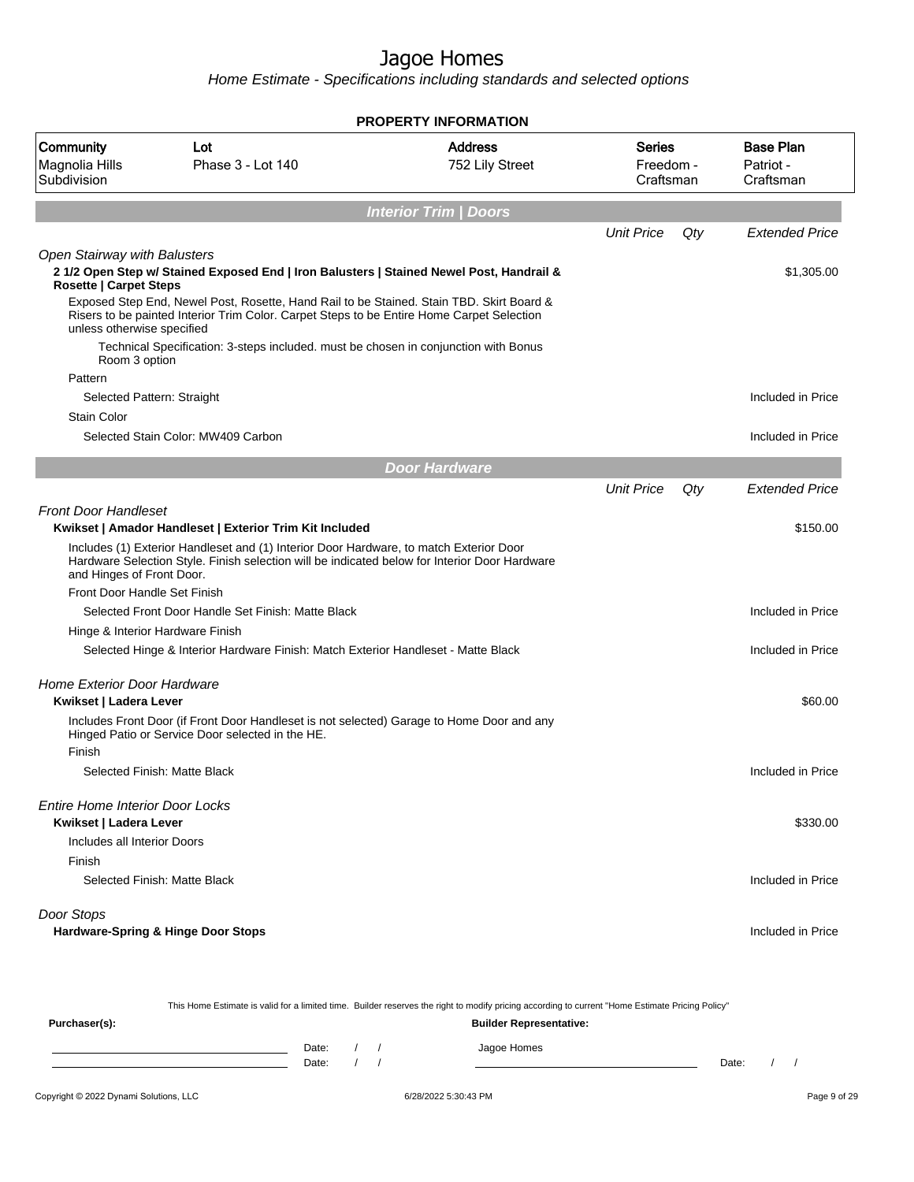# Jagoe Homes

*Home Estimate - Specifications including standards and selected options*

**PROPERTY INFORMATION**

| Community | Lot | Address | Series | Base Plan |
|---|---|---|---|---|
| Magnolia Hills Subdivision | Phase 3 - Lot 140 | 752 Lily Street | Freedom - Craftsman | Patriot - Craftsman |

## Interior Trim | Doors

| | Unit Price | Qty | Extended Price |
|---|---|---|---|
| *Open Stairway with Balusters* | | | |
| **2 1/2 Open Step w/ Stained Exposed End \| Iron Balusters \| Stained Newel Post, Handrail & Rosette \| Carpet Steps** | | | $1,305.00 |
| Exposed Step End, Newel Post, Rosette, Hand Rail to be Stained. Stain TBD. Skirt Board & Risers to be painted Interior Trim Color. Carpet Steps to be Entire Home Carpet Selection unless otherwise specified | | | |
| Technical Specification: 3-steps included. must be chosen in conjunction with Bonus Room 3 option | | | |
| Pattern | | | |
| Selected Pattern: Straight | | | Included in Price |
| Stain Color | | | |
| Selected Stain Color: MW409 Carbon | | | Included in Price |

## Door Hardware

| | Unit Price | Qty | Extended Price |
|---|---|---|---|
| *Front Door Handleset* | | | |
| **Kwikset \| Amador Handleset \| Exterior Trim Kit Included** | | | $150.00 |
| Includes (1) Exterior Handleset and (1) Interior Door Hardware, to match Exterior Door Hardware Selection Style. Finish selection will be indicated below for Interior Door Hardware and Hinges of Front Door. | | | |
| Front Door Handle Set Finish | | | |
| Selected Front Door Handle Set Finish: Matte Black | | | Included in Price |
| Hinge & Interior Hardware Finish | | | |
| Selected Hinge & Interior Hardware Finish: Match Exterior Handleset - Matte Black | | | Included in Price |
| *Home Exterior Door Hardware* | | | |
| **Kwikset \| Ladera Lever** | | | $60.00 |
| Includes Front Door (if Front Door Handleset is not selected) Garage to Home Door and any Hinged Patio or Service Door selected in the HE. | | | |
| Finish | | | |
| Selected Finish: Matte Black | | | Included in Price |
| *Entire Home Interior Door Locks* | | | |
| **Kwikset \| Ladera Lever** | | | $330.00 |
| Includes all Interior Doors | | | |
| Finish | | | |
| Selected Finish: Matte Black | | | Included in Price |
| *Door Stops* | | | |
| **Hardware-Spring & Hinge Door Stops** | | | Included in Price |

This Home Estimate is valid for a limited time. Builder reserves the right to modify pricing according to current "Home Estimate Pricing Policy"

**Purchaser(s):** **Builder Representative:**

Date: / /　　　Jagoe Homes

Date: / /　　　Date: / /

Copyright © 2022 Dynami Solutions, LLC　　6/28/2022 5:30:43 PM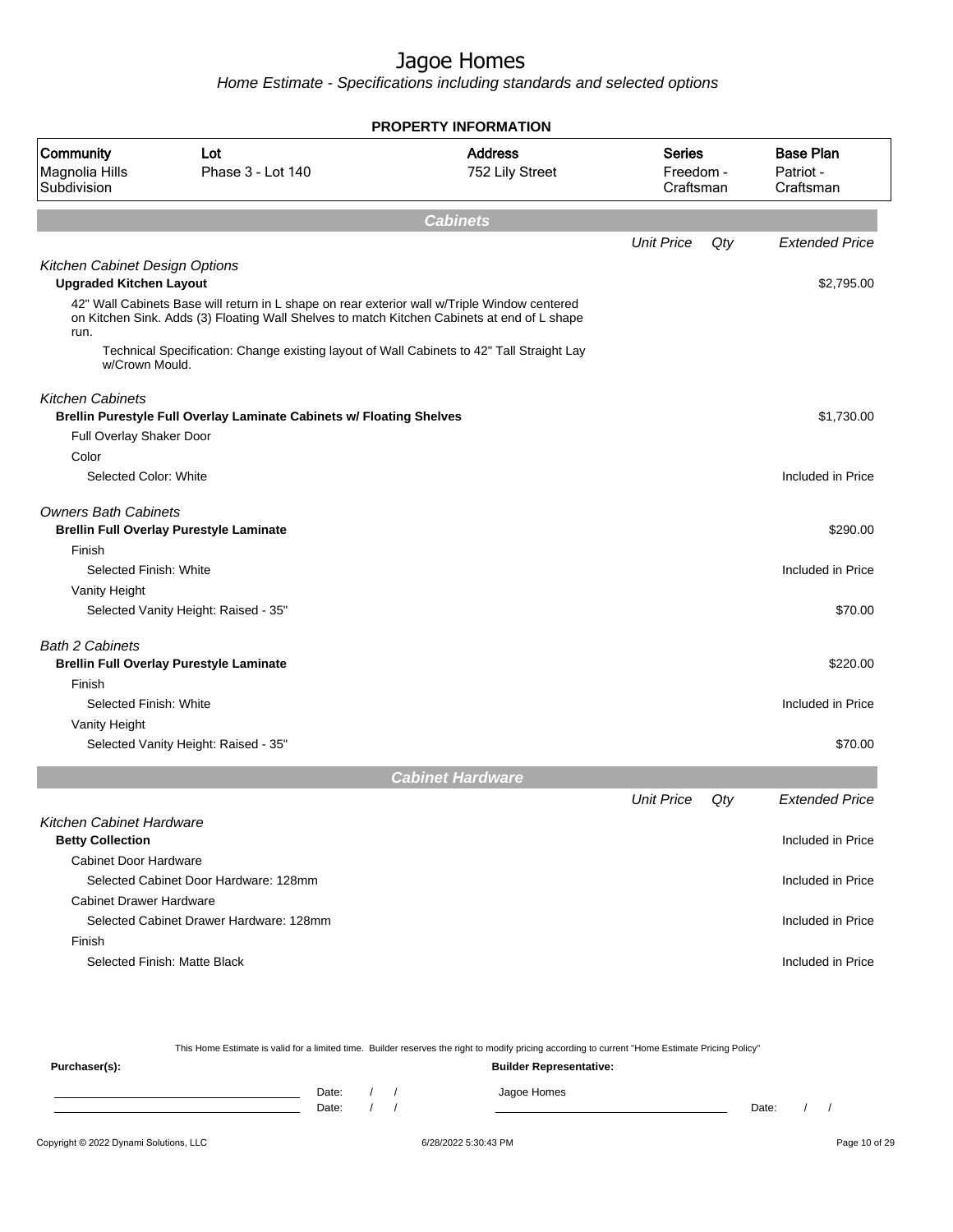# Jagoe Homes

*Home Estimate - Specifications including standards and selected options*

## PROPERTY INFORMATION

| Community | Lot | Address | Series | Base Plan |
|---|---|---|---|---|
| Magnolia Hills Subdivision | Phase 3 - Lot 140 | 752 Lily Street | Freedom - Craftsman | Patriot - Craftsman |

## Cabinets

| | Unit Price | Qty | Extended Price |
|---|---|---|---|
| *Kitchen Cabinet Design Options* | | | |
| **Upgraded Kitchen Layout** | | | $2,795.00 |
| 42" Wall Cabinets Base will return in L shape on rear exterior wall w/Triple Window centered on Kitchen Sink. Adds (3) Floating Wall Shelves to match Kitchen Cabinets at end of L shape run. | | | |
| Technical Specification: Change existing layout of Wall Cabinets to 42" Tall Straight Lay w/Crown Mould. | | | |
| *Kitchen Cabinets* | | | |
| **Brellin Purestyle Full Overlay Laminate Cabinets w/ Floating Shelves** | | | $1,730.00 |
| Full Overlay Shaker Door | | | |
| Color | | | |
| Selected Color: White | | | Included in Price |
| *Owners Bath Cabinets* | | | |
| **Brellin Full Overlay Purestyle Laminate** | | | $290.00 |
| Finish | | | |
| Selected Finish: White | | | Included in Price |
| Vanity Height | | | |
| Selected Vanity Height: Raised - 35" | | | $70.00 |
| *Bath 2 Cabinets* | | | |
| **Brellin Full Overlay Purestyle Laminate** | | | $220.00 |
| Finish | | | |
| Selected Finish: White | | | Included in Price |
| Vanity Height | | | |
| Selected Vanity Height: Raised - 35" | | | $70.00 |

## Cabinet Hardware

| | Unit Price | Qty | Extended Price |
|---|---|---|---|
| *Kitchen Cabinet Hardware* | | | |
| **Betty Collection** | | | Included in Price |
| Cabinet Door Hardware | | | |
| Selected Cabinet Door Hardware: 128mm | | | Included in Price |
| Cabinet Drawer Hardware | | | |
| Selected Cabinet Drawer Hardware: 128mm | | | Included in Price |
| Finish | | | |
| Selected Finish: Matte Black | | | Included in Price |

This Home Estimate is valid for a limited time. Builder reserves the right to modify pricing according to current "Home Estimate Pricing Policy"

**Purchaser(s):** Date: / / Date: / /

**Builder Representative:** Jagoe Homes Date: / /

Copyright © 2022 Dynami Solutions, LLC 6/28/2022 5:30:43 PM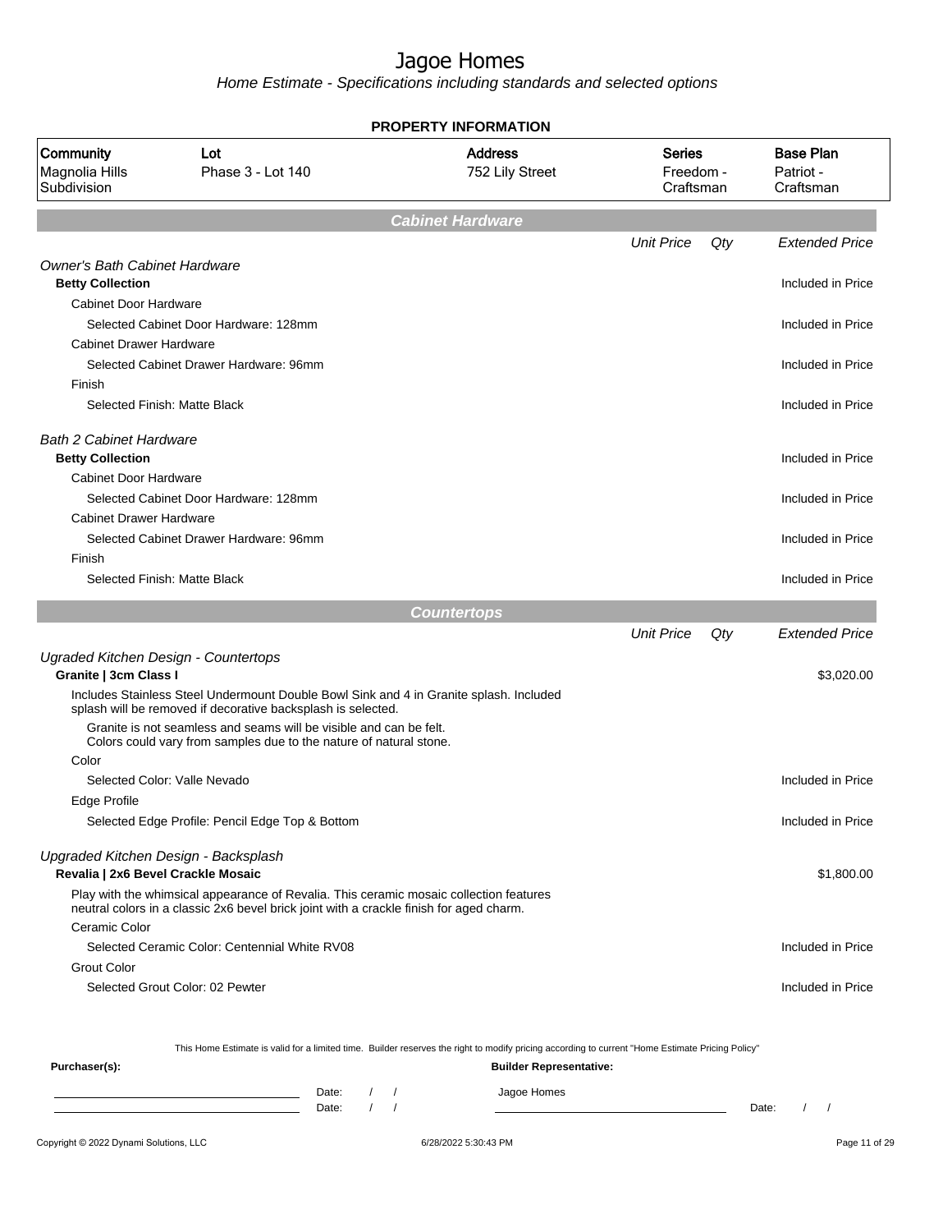# Jagoe Homes

*Home Estimate - Specifications including standards and selected options*

**PROPERTY INFORMATION**

| Community | Lot | Address | Series | Base Plan |
|---|---|---|---|---|
| Magnolia Hills Subdivision | Phase 3 - Lot 140 | 752 Lily Street | Freedom - Craftsman | Patriot - Craftsman |

## Cabinet Hardware

| | Unit Price | Qty | Extended Price |
|---|---|---|---|
| *Owner's Bath Cabinet Hardware* | | | |
| **Betty Collection** | | | Included in Price |
| Cabinet Door Hardware | | | |
| Selected Cabinet Door Hardware: 128mm | | | Included in Price |
| Cabinet Drawer Hardware | | | |
| Selected Cabinet Drawer Hardware: 96mm | | | Included in Price |
| Finish | | | |
| Selected Finish: Matte Black | | | Included in Price |
| *Bath 2 Cabinet Hardware* | | | |
| **Betty Collection** | | | Included in Price |
| Cabinet Door Hardware | | | |
| Selected Cabinet Door Hardware: 128mm | | | Included in Price |
| Cabinet Drawer Hardware | | | |
| Selected Cabinet Drawer Hardware: 96mm | | | Included in Price |
| Finish | | | |
| Selected Finish: Matte Black | | | Included in Price |

## Countertops

| | Unit Price | Qty | Extended Price |
|---|---|---|---|
| *Ugraded Kitchen Design - Countertops* | | | |
| **Granite \| 3cm Class I** | | | $3,020.00 |
| Includes Stainless Steel Undermount Double Bowl Sink and 4 in Granite splash. Included splash will be removed if decorative backsplash is selected. | | | |
| Granite is not seamless and seams will be visible and can be felt. Colors could vary from samples due to the nature of natural stone. | | | |
| Color | | | |
| Selected Color: Valle Nevado | | | Included in Price |
| Edge Profile | | | |
| Selected Edge Profile: Pencil Edge Top & Bottom | | | Included in Price |
| *Upgraded Kitchen Design - Backsplash* | | | |
| **Revalia \| 2x6 Bevel Crackle Mosaic** | | | $1,800.00 |
| Play with the whimsical appearance of Revalia. This ceramic mosaic collection features neutral colors in a classic 2x6 bevel brick joint with a crackle finish for aged charm. | | | |
| Ceramic Color | | | |
| Selected Ceramic Color: Centennial White RV08 | | | Included in Price |
| Grout Color | | | |
| Selected Grout Color: 02 Pewter | | | Included in Price |

This Home Estimate is valid for a limited time. Builder reserves the right to modify pricing according to current "Home Estimate Pricing Policy"

**Purchaser(s):**

Date: / /

Date: / /

**Builder Representative:**

Jagoe Homes

Date: / /

Copyright © 2022 Dynami Solutions, LLC — 6/28/2022 5:30:43 PM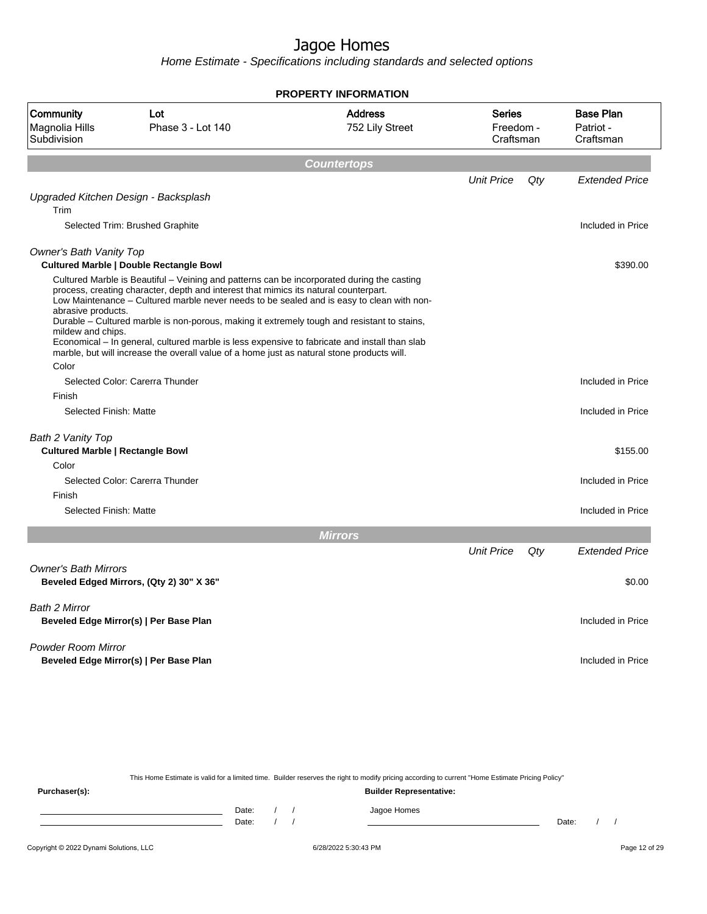# Jagoe Homes

*Home Estimate - Specifications including standards and selected options*

**PROPERTY INFORMATION**

| Community | Lot | Address | Series | Base Plan |
|---|---|---|---|---|
| Magnolia Hills Subdivision | Phase 3 - Lot 140 | 752 Lily Street | Freedom - Craftsman | Patriot - Craftsman |

## Countertops

| | Unit Price | Qty | Extended Price |
|---|---|---|---|
| *Upgraded Kitchen Design - Backsplash* | | | |
| Trim | | | |
| Selected Trim: Brushed Graphite | | | Included in Price |
| *Owner's Bath Vanity Top* | | | |
| **Cultured Marble \| Double Rectangle Bowl** | | | $390.00 |
| Cultured Marble is Beautiful – Veining and patterns can be incorporated during the casting process, creating character, depth and interest that mimics its natural counterpart. Low Maintenance – Cultured marble never needs to be sealed and is easy to clean with non-abrasive products. Durable – Cultured marble is non-porous, making it extremely tough and resistant to stains, mildew and chips. Economical – In general, cultured marble is less expensive to fabricate and install than slab marble, but will increase the overall value of a home just as natural stone products will. | | | |
| Color | | | |
| Selected Color: Carerra Thunder | | | Included in Price |
| Finish | | | |
| Selected Finish: Matte | | | Included in Price |
| *Bath 2 Vanity Top* | | | |
| **Cultured Marble \| Rectangle Bowl** | | | $155.00 |
| Color | | | |
| Selected Color: Carerra Thunder | | | Included in Price |
| Finish | | | |
| Selected Finish: Matte | | | Included in Price |

## Mirrors

| | Unit Price | Qty | Extended Price |
|---|---|---|---|
| *Owner's Bath Mirrors* | | | |
| **Beveled Edged Mirrors, (Qty 2) 30" X 36"** | | | $0.00 |
| *Bath 2 Mirror* | | | |
| **Beveled Edge Mirror(s) \| Per Base Plan** | | | Included in Price |
| *Powder Room Mirror* | | | |
| **Beveled Edge Mirror(s) \| Per Base Plan** | | | Included in Price |

This Home Estimate is valid for a limited time. Builder reserves the right to modify pricing according to current "Home Estimate Pricing Policy"

**Purchaser(s):** Date: / / Date: / /

**Builder Representative:** Jagoe Homes Date: / /

Copyright © 2022 Dynami Solutions, LLC 6/28/2022 5:30:43 PM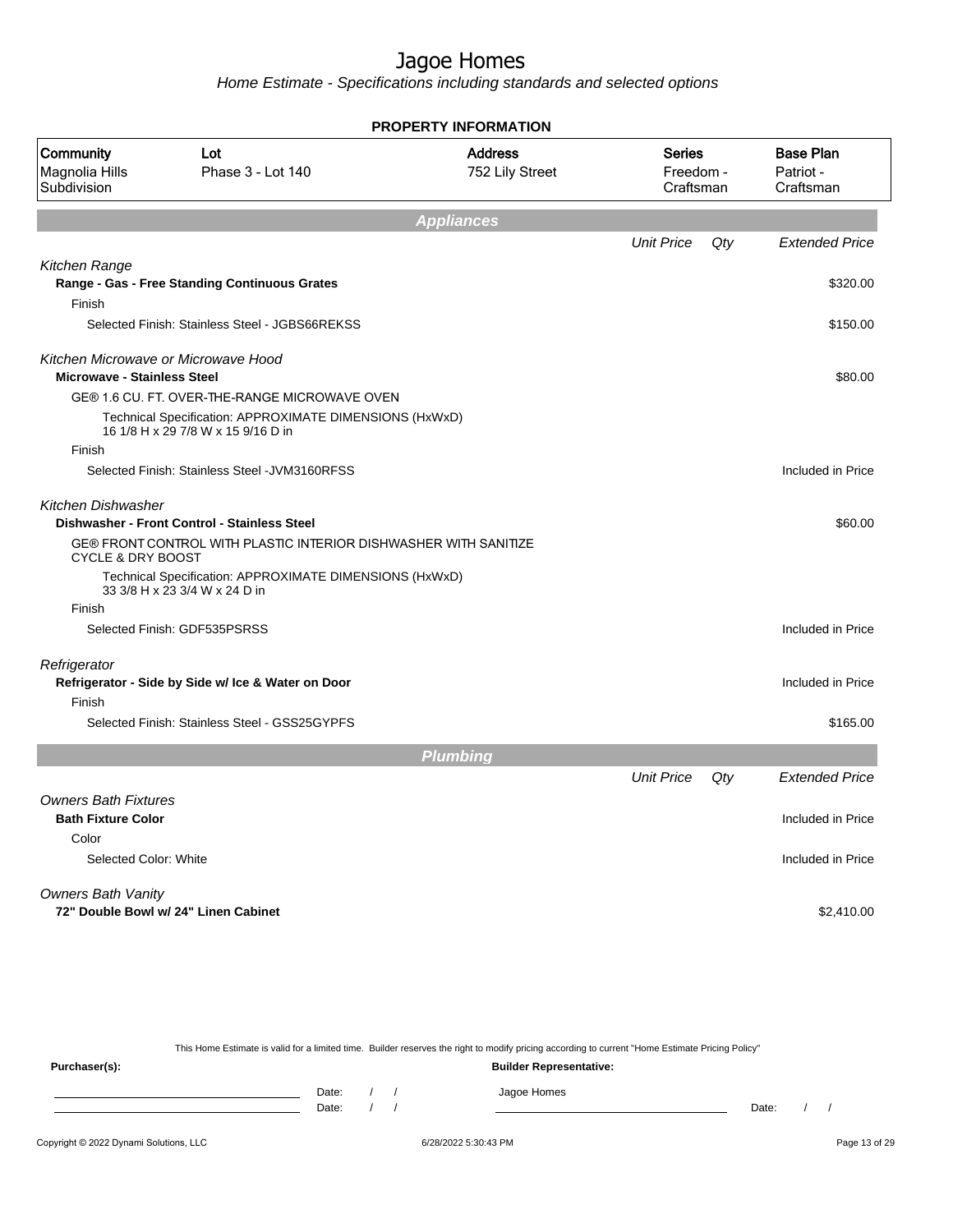# Jagoe Homes

*Home Estimate - Specifications including standards and selected options*

**PROPERTY INFORMATION**

| Community | Lot | Address | Series | Base Plan |
|---|---|---|---|---|
| Magnolia Hills Subdivision | Phase 3 - Lot 140 | 752 Lily Street | Freedom - Craftsman | Patriot - Craftsman |

## Appliances

| | Unit Price | Qty | Extended Price |
|---|---|---|---|
| *Kitchen Range* | | | |
| **Range - Gas - Free Standing Continuous Grates** | | | $320.00 |
| Finish | | | |
| Selected Finish: Stainless Steel - JGBS66REKSS | | | $150.00 |
| *Kitchen Microwave or Microwave Hood* | | | |
| **Microwave - Stainless Steel** | | | $80.00 |
| GE® 1.6 CU. FT. OVER-THE-RANGE MICROWAVE OVEN | | | |
| Technical Specification: APPROXIMATE DIMENSIONS (HxWxD) 16 1/8 H x 29 7/8 W x 15 9/16 D in | | | |
| Finish | | | |
| Selected Finish: Stainless Steel -JVM3160RFSS | | | Included in Price |
| *Kitchen Dishwasher* | | | |
| **Dishwasher - Front Control - Stainless Steel** | | | $60.00 |
| GE® FRONT CONTROL WITH PLASTIC INTERIOR DISHWASHER WITH SANITIZE CYCLE & DRY BOOST | | | |
| Technical Specification: APPROXIMATE DIMENSIONS (HxWxD) 33 3/8 H x 23 3/4 W x 24 D in | | | |
| Finish | | | |
| Selected Finish: GDF535PSRSS | | | Included in Price |
| *Refrigerator* | | | |
| **Refrigerator - Side by Side w/ Ice & Water on Door** | | | Included in Price |
| Finish | | | |
| Selected Finish: Stainless Steel - GSS25GYPFS | | | $165.00 |

## Plumbing

| | Unit Price | Qty | Extended Price |
|---|---|---|---|
| *Owners Bath Fixtures* | | | |
| **Bath Fixture Color** | | | Included in Price |
| Color | | | |
| Selected Color: White | | | Included in Price |
| *Owners Bath Vanity* | | | |
| **72" Double Bowl w/ 24" Linen Cabinet** | | | $2,410.00 |

This Home Estimate is valid for a limited time. Builder reserves the right to modify pricing according to current "Home Estimate Pricing Policy"

**Purchaser(s):**

Date: / /

Date: / /

**Builder Representative:**

Jagoe Homes

Date: / /

Copyright © 2022 Dynami Solutions, LLC — 6/28/2022 5:30:43 PM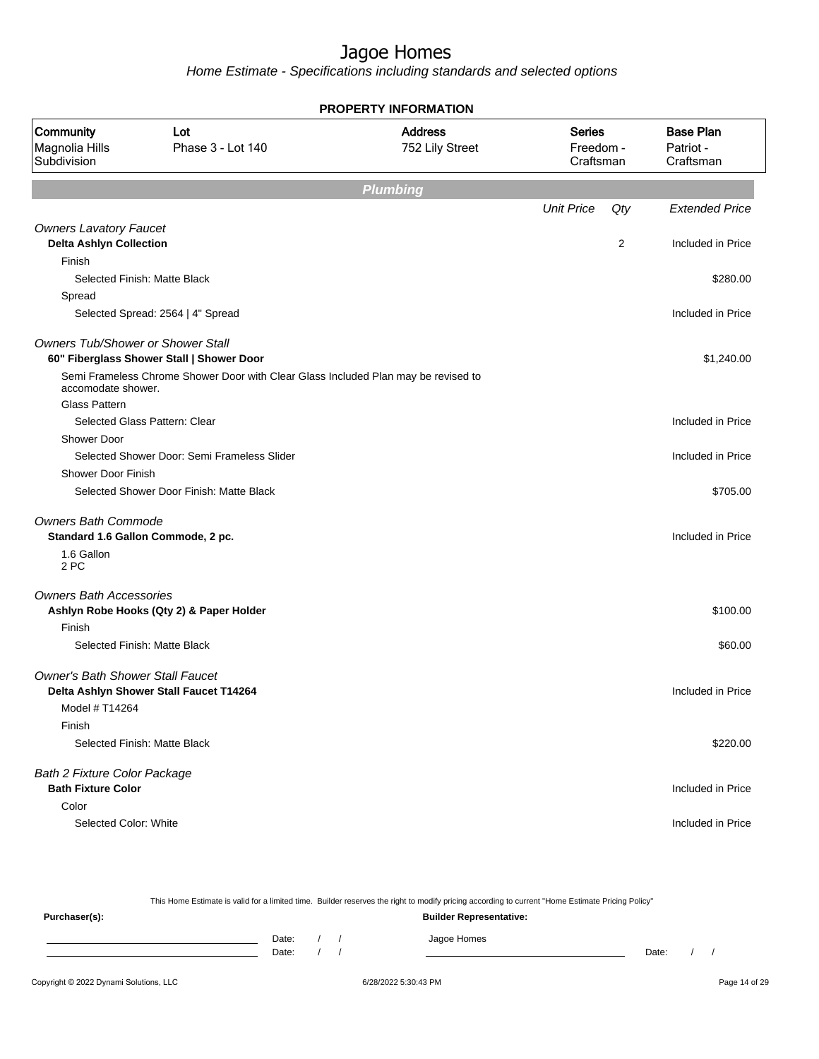# Jagoe Homes

*Home Estimate - Specifications including standards and selected options*

**PROPERTY INFORMATION**

| Community | Lot | Address | Series | Base Plan |
|---|---|---|---|---|
| Magnolia Hills Subdivision | Phase 3 - Lot 140 | 752 Lily Street | Freedom - Craftsman | Patriot - Craftsman |

## Plumbing

| | Unit Price | Qty | Extended Price |
|---|---|---|---|
| *Owners Lavatory Faucet* | | | |
| **Delta Ashlyn Collection** | | 2 | Included in Price |
| Finish | | | |
| Selected Finish: Matte Black | | | $280.00 |
| Spread | | | |
| Selected Spread: 2564 \| 4" Spread | | | Included in Price |
| *Owners Tub/Shower or Shower Stall* | | | |
| **60" Fiberglass Shower Stall \| Shower Door** | | | $1,240.00 |
| Semi Frameless Chrome Shower Door with Clear Glass Included Plan may be revised to accomodate shower. | | | |
| Glass Pattern | | | |
| Selected Glass Pattern: Clear | | | Included in Price |
| Shower Door | | | |
| Selected Shower Door: Semi Frameless Slider | | | Included in Price |
| Shower Door Finish | | | |
| Selected Shower Door Finish: Matte Black | | | $705.00 |
| *Owners Bath Commode* | | | |
| **Standard 1.6 Gallon Commode, 2 pc.** | | | Included in Price |
| 1.6 Gallon 2 PC | | | |
| *Owners Bath Accessories* | | | |
| **Ashlyn Robe Hooks (Qty 2) & Paper Holder** | | | $100.00 |
| Finish | | | |
| Selected Finish: Matte Black | | | $60.00 |
| *Owner's Bath Shower Stall Faucet* | | | |
| **Delta Ashlyn Shower Stall Faucet T14264** | | | Included in Price |
| Model # T14264 | | | |
| Finish | | | |
| Selected Finish: Matte Black | | | $220.00 |
| *Bath 2 Fixture Color Package* | | | |
| **Bath Fixture Color** | | | Included in Price |
| Color | | | |
| Selected Color: White | | | Included in Price |

This Home Estimate is valid for a limited time. Builder reserves the right to modify pricing according to current "Home Estimate Pricing Policy"

**Purchaser(s):**

Date: / /

Date: / /

**Builder Representative:**

Jagoe Homes

Date: / /

Copyright © 2022 Dynami Solutions, LLC — 6/28/2022 5:30:43 PM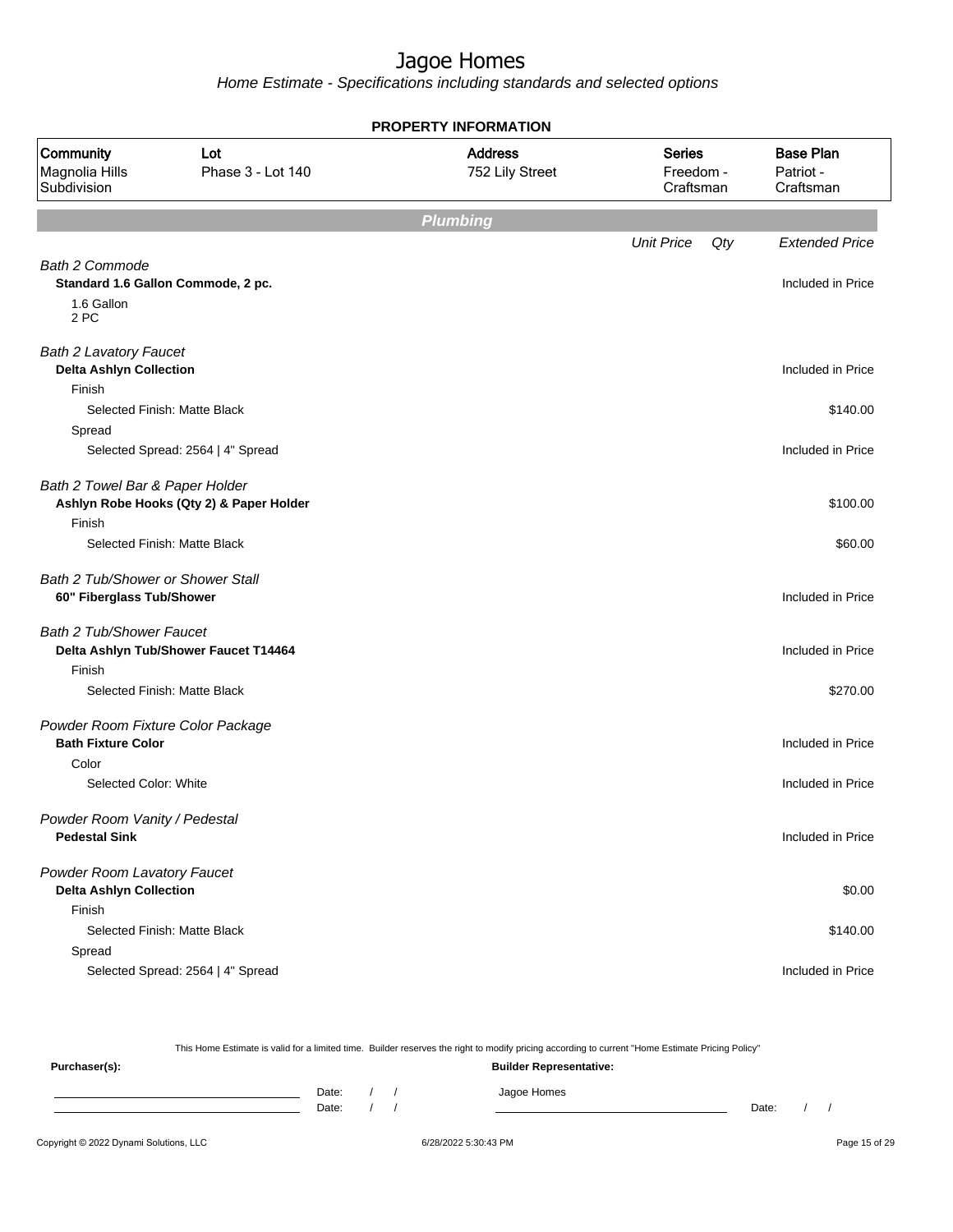# Jagoe Homes

*Home Estimate - Specifications including standards and selected options*

**PROPERTY INFORMATION**

| Community | Lot | Address | Series | Base Plan |
|---|---|---|---|---|
| Magnolia Hills Subdivision | Phase 3 - Lot 140 | 752 Lily Street | Freedom - Craftsman | Patriot - Craftsman |

## Plumbing

| | Unit Price | Qty | Extended Price |
|---|---|---|---|
| *Bath 2 Commode* | | | |
| **Standard 1.6 Gallon Commode, 2 pc.** | | | Included in Price |
| 1.6 Gallon<br>2 PC | | | |
| *Bath 2 Lavatory Faucet* | | | |
| **Delta Ashlyn Collection** | | | Included in Price |
| Finish | | | |
| Selected Finish: Matte Black | | | $140.00 |
| Spread | | | |
| Selected Spread: 2564 \| 4" Spread | | | Included in Price |
| *Bath 2 Towel Bar & Paper Holder* | | | |
| **Ashlyn Robe Hooks (Qty 2) & Paper Holder** | | | $100.00 |
| Finish | | | |
| Selected Finish: Matte Black | | | $60.00 |
| *Bath 2 Tub/Shower or Shower Stall* | | | |
| **60" Fiberglass Tub/Shower** | | | Included in Price |
| *Bath 2 Tub/Shower Faucet* | | | |
| **Delta Ashlyn Tub/Shower Faucet T14464** | | | Included in Price |
| Finish | | | |
| Selected Finish: Matte Black | | | $270.00 |
| *Powder Room Fixture Color Package* | | | |
| **Bath Fixture Color** | | | Included in Price |
| Color | | | |
| Selected Color: White | | | Included in Price |
| *Powder Room Vanity / Pedestal* | | | |
| **Pedestal Sink** | | | Included in Price |
| *Powder Room Lavatory Faucet* | | | |
| **Delta Ashlyn Collection** | | | $0.00 |
| Finish | | | |
| Selected Finish: Matte Black | | | $140.00 |
| Spread | | | |
| Selected Spread: 2564 \| 4" Spread | | | Included in Price |

This Home Estimate is valid for a limited time. Builder reserves the right to modify pricing according to current "Home Estimate Pricing Policy"

**Purchaser(s):**

Date: / /
Date: / /

**Builder Representative:**

Jagoe Homes

Date: / /

Copyright © 2022 Dynami Solutions, LLC    6/28/2022 5:30:43 PM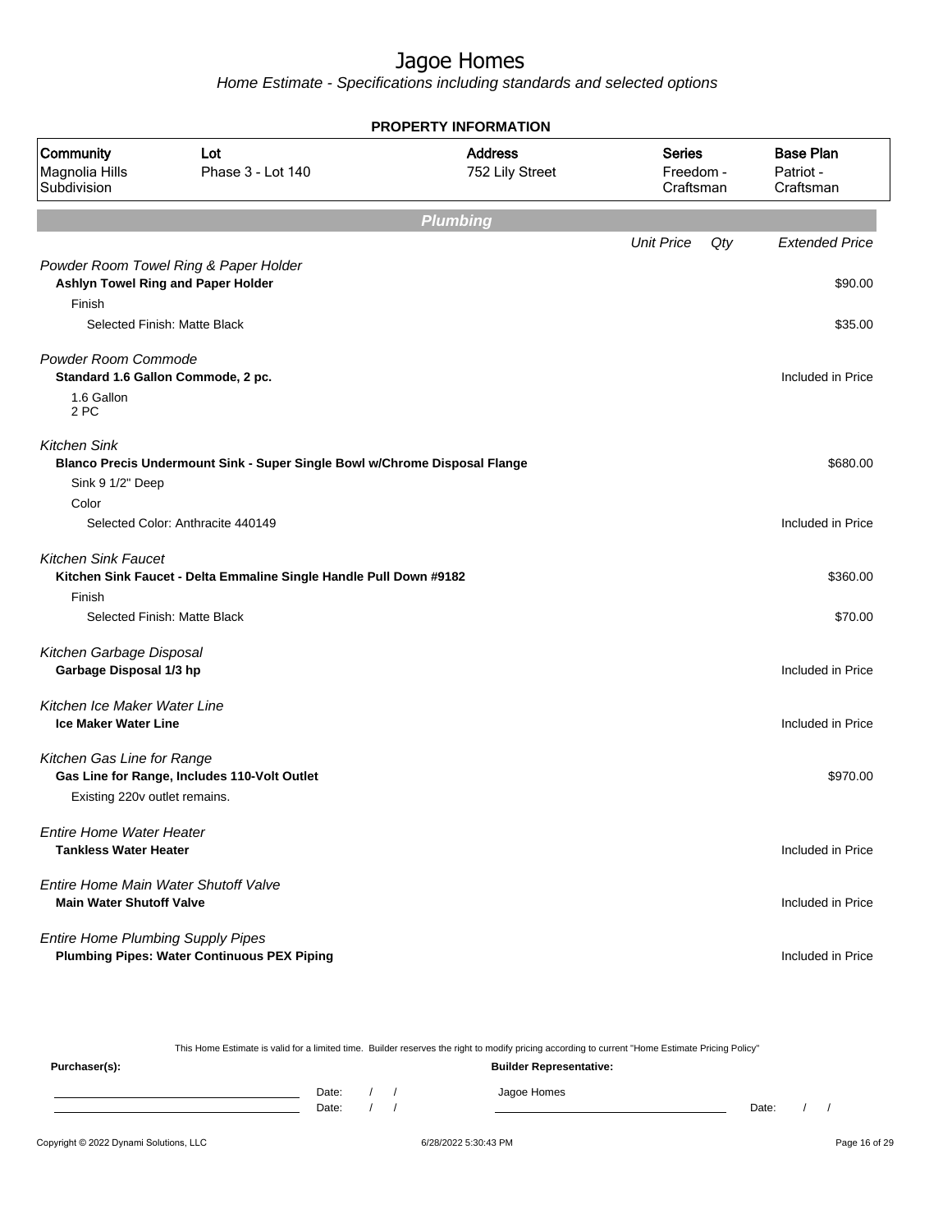# Jagoe Homes

*Home Estimate - Specifications including standards and selected options*

**PROPERTY INFORMATION**

| Community | Lot | Address | Series | Base Plan |
|---|---|---|---|---|
| Magnolia Hills Subdivision | Phase 3 - Lot 140 | 752 Lily Street | Freedom - Craftsman | Patriot - Craftsman |

## Plumbing

| | Unit Price | Qty | Extended Price |
|---|---|---|---|
| *Powder Room Towel Ring & Paper Holder* | | | |
| **Ashlyn Towel Ring and Paper Holder** | | | $90.00 |
| Finish | | | |
| Selected Finish: Matte Black | | | $35.00 |
| *Powder Room Commode* | | | |
| **Standard 1.6 Gallon Commode, 2 pc.** | | | Included in Price |
| 1.6 Gallon 2 PC | | | |
| *Kitchen Sink* | | | |
| **Blanco Precis Undermount Sink - Super Single Bowl w/Chrome Disposal Flange** | | | $680.00 |
| Sink 9 1/2" Deep | | | |
| Color | | | |
| Selected Color: Anthracite 440149 | | | Included in Price |
| *Kitchen Sink Faucet* | | | |
| **Kitchen Sink Faucet - Delta Emmaline Single Handle Pull Down #9182** | | | $360.00 |
| Finish | | | |
| Selected Finish: Matte Black | | | $70.00 |
| *Kitchen Garbage Disposal* | | | |
| **Garbage Disposal 1/3 hp** | | | Included in Price |
| *Kitchen Ice Maker Water Line* | | | |
| **Ice Maker Water Line** | | | Included in Price |
| *Kitchen Gas Line for Range* | | | |
| **Gas Line for Range, Includes 110-Volt Outlet** | | | $970.00 |
| Existing 220v outlet remains. | | | |
| *Entire Home Water Heater* | | | |
| **Tankless Water Heater** | | | Included in Price |
| *Entire Home Main Water Shutoff Valve* | | | |
| **Main Water Shutoff Valve** | | | Included in Price |
| *Entire Home Plumbing Supply Pipes* | | | |
| **Plumbing Pipes: Water Continuous PEX Piping** | | | Included in Price |

This Home Estimate is valid for a limited time. Builder reserves the right to modify pricing according to current "Home Estimate Pricing Policy"

**Purchaser(s):**

Date: / /

Date: / /

**Builder Representative:**

Jagoe Homes

Date: / /

Copyright © 2022 Dynami Solutions, LLC — 6/28/2022 5:30:43 PM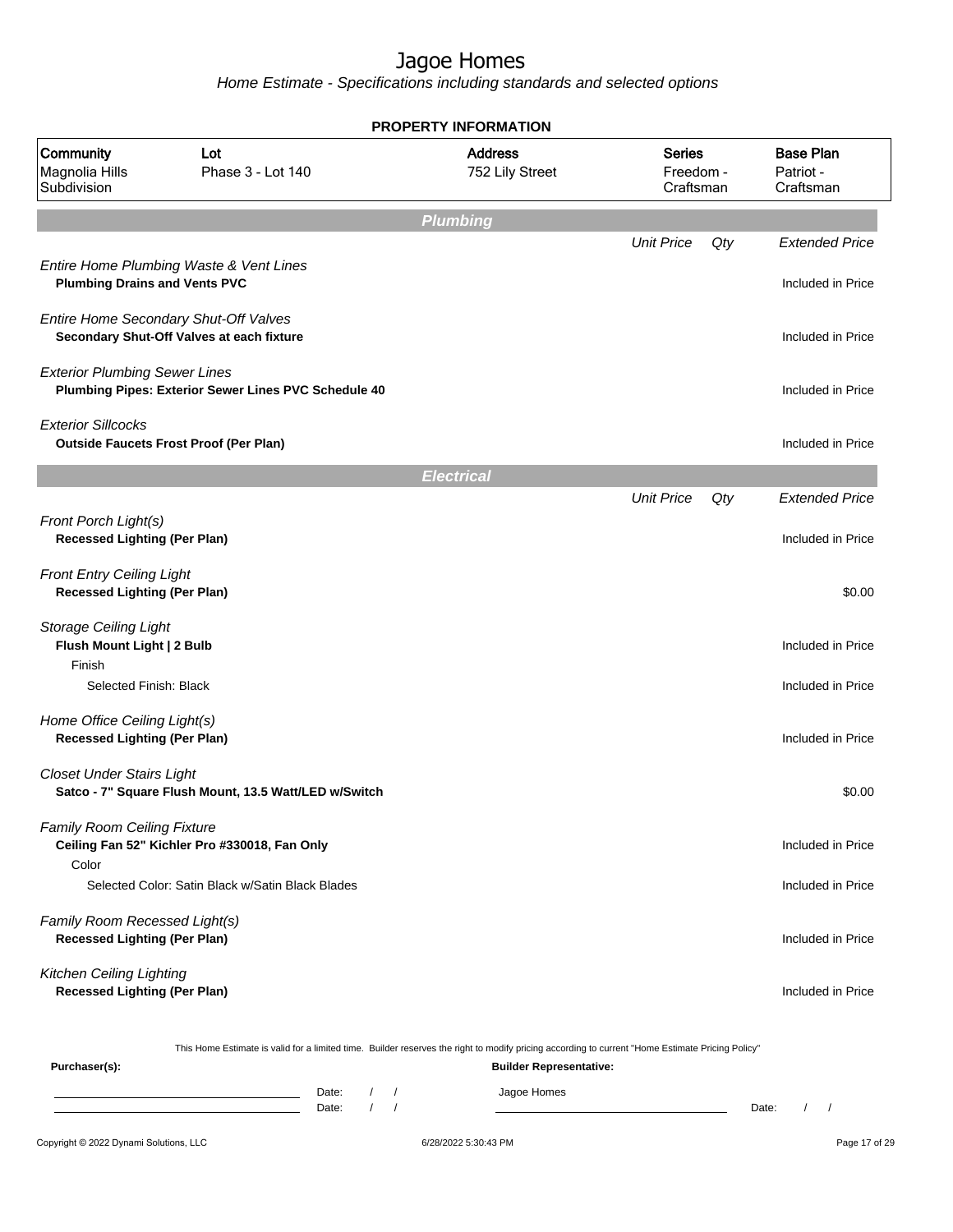# Jagoe Homes

*Home Estimate - Specifications including standards and selected options*

**PROPERTY INFORMATION**

| Community | Lot | Address | Series | Base Plan |
|---|---|---|---|---|
| Magnolia Hills Subdivision | Phase 3 - Lot 140 | 752 Lily Street | Freedom - Craftsman | Patriot - Craftsman |

## Plumbing

| | Unit Price | Qty | Extended Price |
|---|---|---|---|
| *Entire Home Plumbing Waste & Vent Lines* | | | |
| **Plumbing Drains and Vents PVC** | | | Included in Price |
| *Entire Home Secondary Shut-Off Valves* | | | |
| **Secondary Shut-Off Valves at each fixture** | | | Included in Price |
| *Exterior Plumbing Sewer Lines* | | | |
| **Plumbing Pipes: Exterior Sewer Lines PVC Schedule 40** | | | Included in Price |
| *Exterior Sillcocks* | | | |
| **Outside Faucets Frost Proof (Per Plan)** | | | Included in Price |

## Electrical

| | Unit Price | Qty | Extended Price |
|---|---|---|---|
| *Front Porch Light(s)* | | | |
| **Recessed Lighting (Per Plan)** | | | Included in Price |
| *Front Entry Ceiling Light* | | | |
| **Recessed Lighting (Per Plan)** | | | $0.00 |
| *Storage Ceiling Light* | | | |
| **Flush Mount Light \| 2 Bulb** | | | Included in Price |
| Finish | | | |
| Selected Finish: Black | | | Included in Price |
| *Home Office Ceiling Light(s)* | | | |
| **Recessed Lighting (Per Plan)** | | | Included in Price |
| *Closet Under Stairs Light* | | | |
| **Satco - 7" Square Flush Mount, 13.5 Watt/LED w/Switch** | | | $0.00 |
| *Family Room Ceiling Fixture* | | | |
| **Ceiling Fan 52" Kichler Pro #330018, Fan Only** | | | Included in Price |
| Color | | | |
| Selected Color: Satin Black w/Satin Black Blades | | | Included in Price |
| *Family Room Recessed Light(s)* | | | |
| **Recessed Lighting (Per Plan)** | | | Included in Price |
| *Kitchen Ceiling Lighting* | | | |
| **Recessed Lighting (Per Plan)** | | | Included in Price |

This Home Estimate is valid for a limited time. Builder reserves the right to modify pricing according to current "Home Estimate Pricing Policy"

**Purchaser(s):**

Date: / /

Date: / /

**Builder Representative:**

Jagoe Homes

Date: / /

Copyright © 2022 Dynami Solutions, LLC — 6/28/2022 5:30:43 PM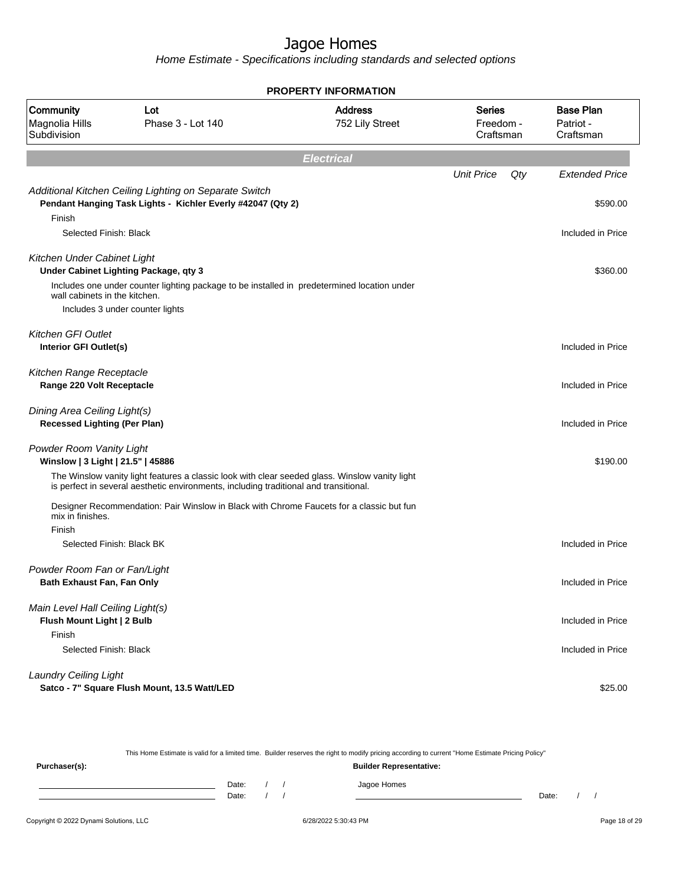# Jagoe Homes

Home Estimate - Specifications including standards and selected options

## PROPERTY INFORMATION

| Community | Lot | Address | Series | Base Plan |
|---|---|---|---|---|
| Magnolia Hills Subdivision | Phase 3 - Lot 140 | 752 Lily Street | Freedom - Craftsman | Patriot - Craftsman |

## Electrical

| | Unit Price | Qty | Extended Price |
|---|---|---|---|
| *Additional Kitchen Ceiling Lighting on Separate Switch* | | | |
| **Pendant Hanging Task Lights - Kichler Everly #42047 (Qty 2)** | | | $590.00 |
| Finish | | | |
| Selected Finish: Black | | | Included in Price |
| *Kitchen Under Cabinet Light* | | | |
| **Under Cabinet Lighting Package, qty 3** | | | $360.00 |
| Includes one under counter lighting package to be installed in predetermined location under wall cabinets in the kitchen. | | | |
| Includes 3 under counter lights | | | |
| *Kitchen GFI Outlet* | | | |
| **Interior GFI Outlet(s)** | | | Included in Price |
| *Kitchen Range Receptacle* | | | |
| **Range 220 Volt Receptacle** | | | Included in Price |
| *Dining Area Ceiling Light(s)* | | | |
| **Recessed Lighting (Per Plan)** | | | Included in Price |
| *Powder Room Vanity Light* | | | |
| **Winslow \| 3 Light \| 21.5" \| 45886** | | | $190.00 |
| The Winslow vanity light features a classic look with clear seeded glass. Winslow vanity light is perfect in several aesthetic environments, including traditional and transitional. | | | |
| Designer Recommendation: Pair Winslow in Black with Chrome Faucets for a classic but fun mix in finishes. | | | |
| Finish | | | |
| Selected Finish: Black BK | | | Included in Price |
| *Powder Room Fan or Fan/Light* | | | |
| **Bath Exhaust Fan, Fan Only** | | | Included in Price |
| *Main Level Hall Ceiling Light(s)* | | | |
| **Flush Mount Light \| 2 Bulb** | | | Included in Price |
| Finish | | | |
| Selected Finish: Black | | | Included in Price |
| *Laundry Ceiling Light* | | | |
| **Satco - 7" Square Flush Mount, 13.5 Watt/LED** | | | $25.00 |

This Home Estimate is valid for a limited time. Builder reserves the right to modify pricing according to current "Home Estimate Pricing Policy"

**Purchaser(s):** Date: / / Date: / /

**Builder Representative:** Jagoe Homes Date: / /

Copyright © 2022 Dynami Solutions, LLC 6/28/2022 5:30:43 PM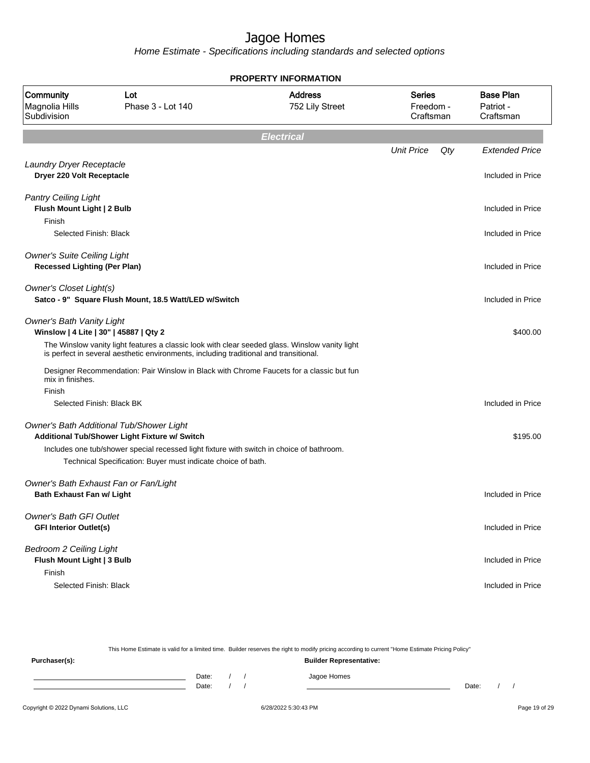# Jagoe Homes

*Home Estimate - Specifications including standards and selected options*

## PROPERTY INFORMATION

| Community | Lot | Address | Series | Base Plan |
|---|---|---|---|---|
| Magnolia Hills Subdivision | Phase 3 - Lot 140 | 752 Lily Street | Freedom - Craftsman | Patriot - Craftsman |

## *Electrical*

| | Unit Price | Qty | Extended Price |
|---|---|---|---|
| *Laundry Dryer Receptacle* | | | |
| **Dryer 220 Volt Receptacle** | | | Included in Price |
| *Pantry Ceiling Light* | | | |
| **Flush Mount Light \| 2 Bulb** | | | Included in Price |
| Finish | | | |
| Selected Finish: Black | | | Included in Price |
| *Owner's Suite Ceiling Light* | | | |
| **Recessed Lighting (Per Plan)** | | | Included in Price |
| *Owner's Closet Light(s)* | | | |
| **Satco - 9" Square Flush Mount, 18.5 Watt/LED w/Switch** | | | Included in Price |
| *Owner's Bath Vanity Light* | | | |
| **Winslow \| 4 Lite \| 30" \| 45887 \| Qty 2** | | | $400.00 |
| The Winslow vanity light features a classic look with clear seeded glass. Winslow vanity light is perfect in several aesthetic environments, including traditional and transitional. | | | |
| Designer Recommendation: Pair Winslow in Black with Chrome Faucets for a classic but fun mix in finishes. | | | |
| Finish | | | |
| Selected Finish: Black BK | | | Included in Price |
| *Owner's Bath Additional Tub/Shower Light* | | | |
| **Additional Tub/Shower Light Fixture w/ Switch** | | | $195.00 |
| Includes one tub/shower special recessed light fixture with switch in choice of bathroom. | | | |
| Technical Specification: Buyer must indicate choice of bath. | | | |
| *Owner's Bath Exhaust Fan or Fan/Light* | | | |
| **Bath Exhaust Fan w/ Light** | | | Included in Price |
| *Owner's Bath GFI Outlet* | | | |
| **GFI Interior Outlet(s)** | | | Included in Price |
| *Bedroom 2 Ceiling Light* | | | |
| **Flush Mount Light \| 3 Bulb** | | | Included in Price |
| Finish | | | |
| Selected Finish: Black | | | Included in Price |

This Home Estimate is valid for a limited time. Builder reserves the right to modify pricing according to current "Home Estimate Pricing Policy"

**Purchaser(s):**

Date: / /

Date: / /

**Builder Representative:**

Jagoe Homes

Date: / /

Copyright © 2022 Dynami Solutions, LLC — 6/28/2022 5:30:43 PM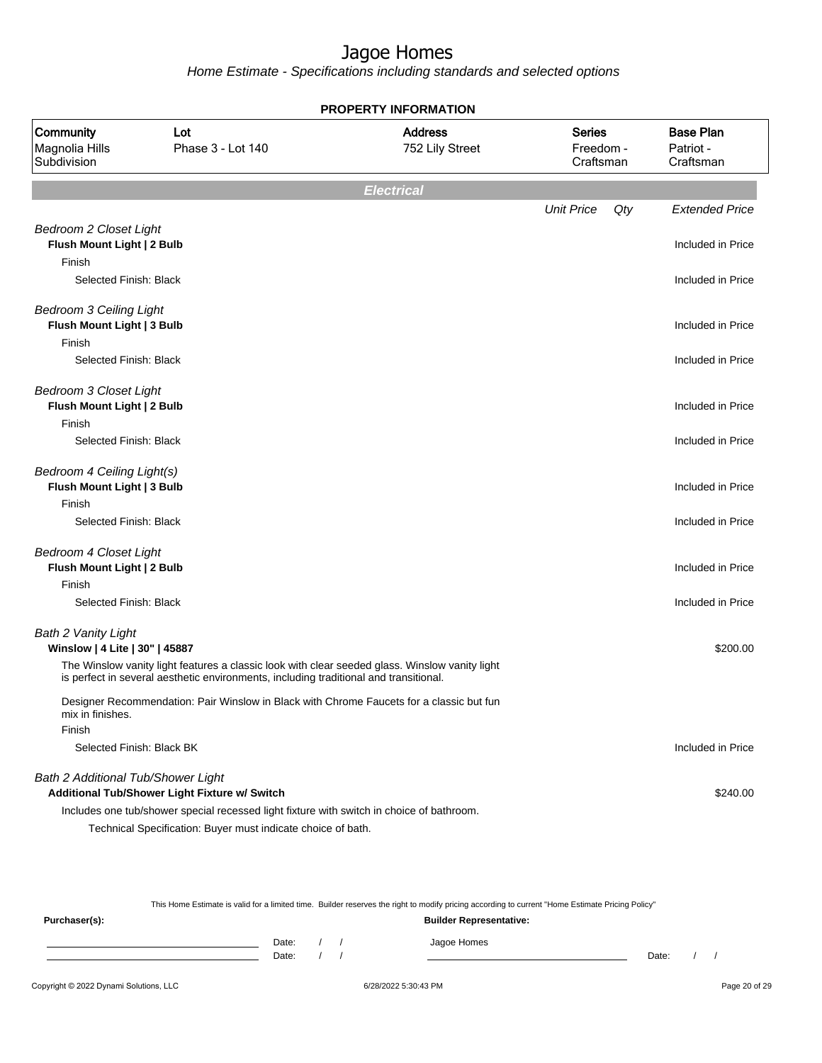# Jagoe Homes

*Home Estimate - Specifications including standards and selected options*

**PROPERTY INFORMATION**

| Community | Lot | Address | Series | Base Plan |
|---|---|---|---|---|
| Magnolia Hills Subdivision | Phase 3 - Lot 140 | 752 Lily Street | Freedom - Craftsman | Patriot - Craftsman |

## Electrical

| | Unit Price | Qty | Extended Price |
|---|---|---|---|
| *Bedroom 2 Closet Light* | | | |
| **Flush Mount Light \| 2 Bulb** | | | Included in Price |
| Finish | | | |
| Selected Finish: Black | | | Included in Price |
| *Bedroom 3 Ceiling Light* | | | |
| **Flush Mount Light \| 3 Bulb** | | | Included in Price |
| Finish | | | |
| Selected Finish: Black | | | Included in Price |
| *Bedroom 3 Closet Light* | | | |
| **Flush Mount Light \| 2 Bulb** | | | Included in Price |
| Finish | | | |
| Selected Finish: Black | | | Included in Price |
| *Bedroom 4 Ceiling Light(s)* | | | |
| **Flush Mount Light \| 3 Bulb** | | | Included in Price |
| Finish | | | |
| Selected Finish: Black | | | Included in Price |
| *Bedroom 4 Closet Light* | | | |
| **Flush Mount Light \| 2 Bulb** | | | Included in Price |
| Finish | | | |
| Selected Finish: Black | | | Included in Price |
| *Bath 2 Vanity Light* | | | |
| **Winslow \| 4 Lite \| 30" \| 45887** | | | $200.00 |
| The Winslow vanity light features a classic look with clear seeded glass. Winslow vanity light is perfect in several aesthetic environments, including traditional and transitional. | | | |
| Designer Recommendation: Pair Winslow in Black with Chrome Faucets for a classic but fun mix in finishes. | | | |
| Finish | | | |
| Selected Finish: Black BK | | | Included in Price |
| *Bath 2 Additional Tub/Shower Light* | | | |
| **Additional Tub/Shower Light Fixture w/ Switch** | | | $240.00 |
| Includes one tub/shower special recessed light fixture with switch in choice of bathroom. | | | |
| Technical Specification: Buyer must indicate choice of bath. | | | |

This Home Estimate is valid for a limited time. Builder reserves the right to modify pricing according to current "Home Estimate Pricing Policy"

**Purchaser(s):**

Date: / /

Date: / /

**Builder Representative:**

Jagoe Homes

Date: / /

Copyright © 2022 Dynami Solutions, LLC — 6/28/2022 5:30:43 PM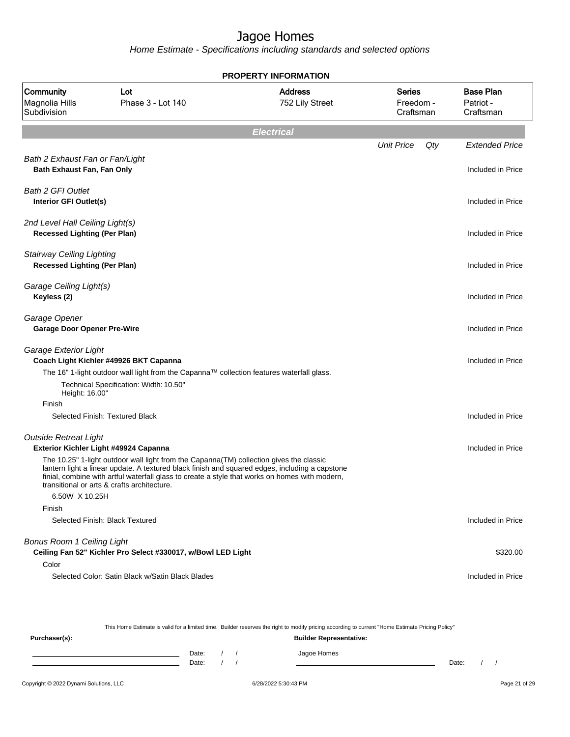# Jagoe Homes

*Home Estimate - Specifications including standards and selected options*

**PROPERTY INFORMATION**

| Community | Lot | Address | Series | Base Plan |
|---|---|---|---|---|
| Magnolia Hills Subdivision | Phase 3 - Lot 140 | 752 Lily Street | Freedom - Craftsman | Patriot - Craftsman |

## Electrical

| | Unit Price | Qty | Extended Price |
|---|---|---|---|
| *Bath 2 Exhaust Fan or Fan/Light* | | | |
| **Bath Exhaust Fan, Fan Only** | | | Included in Price |
| *Bath 2 GFI Outlet* | | | |
| **Interior GFI Outlet(s)** | | | Included in Price |
| *2nd Level Hall Ceiling Light(s)* | | | |
| **Recessed Lighting (Per Plan)** | | | Included in Price |
| *Stairway Ceiling Lighting* | | | |
| **Recessed Lighting (Per Plan)** | | | Included in Price |
| *Garage Ceiling Light(s)* | | | |
| **Keyless (2)** | | | Included in Price |
| *Garage Opener* | | | |
| **Garage Door Opener Pre-Wire** | | | Included in Price |
| *Garage Exterior Light* | | | |
| **Coach Light Kichler #49926 BKT Capanna** | | | Included in Price |
| The 16" 1-light outdoor wall light from the Capanna™ collection features waterfall glass. | | | |
| Technical Specification: Width: 10.50" Height: 16.00" | | | |
| Finish | | | |
| Selected Finish: Textured Black | | | Included in Price |
| *Outside Retreat Light* | | | |
| **Exterior Kichler Light #49924 Capanna** | | | Included in Price |
| The 10.25" 1-light outdoor wall light from the Capanna(TM) collection gives the classic lantern light a linear update. A textured black finish and squared edges, including a capstone finial, combine with artful waterfall glass to create a style that works on homes with modern, transitional or arts & crafts architecture. | | | |
| 6.50W X 10.25H | | | |
| Finish | | | |
| Selected Finish: Black Textured | | | Included in Price |
| *Bonus Room 1 Ceiling Light* | | | |
| **Ceiling Fan 52" Kichler Pro Select #330017, w/Bowl LED Light** | | | $320.00 |
| Color | | | |
| Selected Color: Satin Black w/Satin Black Blades | | | Included in Price |

This Home Estimate is valid for a limited time. Builder reserves the right to modify pricing according to current "Home Estimate Pricing Policy"

**Purchaser(s):** Date: / / Date: / /

**Builder Representative:** Jagoe Homes Date: / /

Copyright © 2022 Dynami Solutions, LLC — 6/28/2022 5:30:43 PM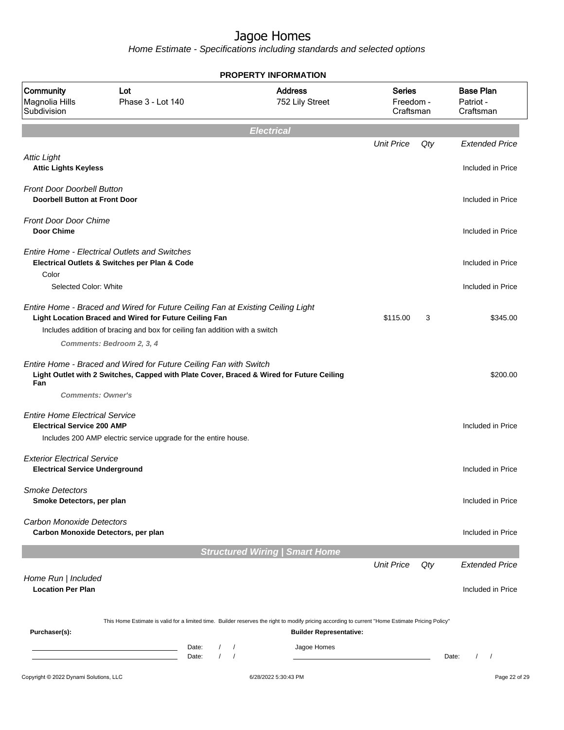# Jagoe Homes

Home Estimate - Specifications including standards and selected options

**PROPERTY INFORMATION**

| Community | Lot | Address | Series | Base Plan |
|---|---|---|---|---|
| Magnolia Hills Subdivision | Phase 3 - Lot 140 | 752 Lily Street | Freedom - Craftsman | Patriot - Craftsman |

## Electrical

| | Unit Price | Qty | Extended Price |
|---|---|---|---|
| *Attic Light* | | | |
| **Attic Lights Keyless** | | | Included in Price |
| *Front Door Doorbell Button* | | | |
| **Doorbell Button at Front Door** | | | Included in Price |
| *Front Door Door Chime* | | | |
| **Door Chime** | | | Included in Price |
| *Entire Home - Electrical Outlets and Switches* | | | |
| **Electrical Outlets & Switches per Plan & Code** | | | Included in Price |
| Color | | | |
| Selected Color: White | | | Included in Price |
| *Entire Home - Braced and Wired for Future Ceiling Fan at Existing Ceiling Light* | | | |
| **Light Location Braced and Wired for Future Ceiling Fan** | $115.00 | 3 | $345.00 |
| Includes addition of bracing and box for ceiling fan addition with a switch | | | |
| ***Comments: Bedroom 2, 3, 4*** | | | |
| *Entire Home - Braced and Wired for Future Ceiling Fan with Switch* | | | |
| **Light Outlet with 2 Switches, Capped with Plate Cover, Braced & Wired for Future Ceiling Fan** | | | $200.00 |
| ***Comments: Owner's*** | | | |
| *Entire Home Electrical Service* | | | |
| **Electrical Service 200 AMP** | | | Included in Price |
| Includes 200 AMP electric service upgrade for the entire house. | | | |
| *Exterior Electrical Service* | | | |
| **Electrical Service Underground** | | | Included in Price |
| *Smoke Detectors* | | | |
| **Smoke Detectors, per plan** | | | Included in Price |
| *Carbon Monoxide Detectors* | | | |
| **Carbon Monoxide Detectors, per plan** | | | Included in Price |

## Structured Wiring | Smart Home

| | Unit Price | Qty | Extended Price |
|---|---|---|---|
| *Home Run \| Included* | | | |
| **Location Per Plan** | | | Included in Price |

This Home Estimate is valid for a limited time. Builder reserves the right to modify pricing according to current "Home Estimate Pricing Policy"

**Purchaser(s):** **Builder Representative:**

Date: / / Jagoe Homes

Date: / / Date: / /

Copyright © 2022 Dynami Solutions, LLC 6/28/2022 5:30:43 PM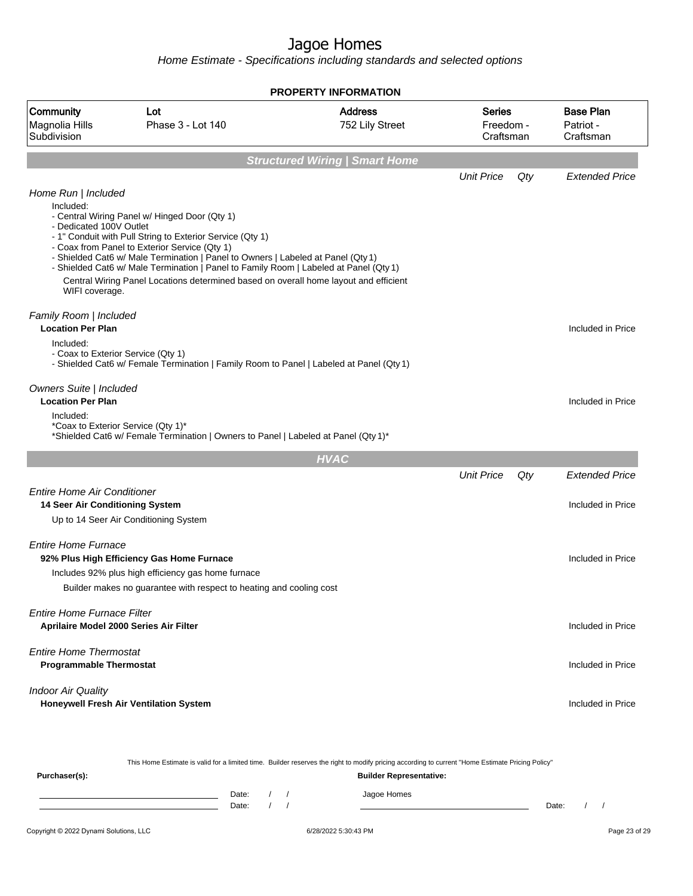# Jagoe Homes

*Home Estimate - Specifications including standards and selected options*

**PROPERTY INFORMATION**

| Community | Lot | Address | Series | Base Plan |
|---|---|---|---|---|
| Magnolia Hills Subdivision | Phase 3 - Lot 140 | 752 Lily Street | Freedom - Craftsman | Patriot - Craftsman |

## Structured Wiring | Smart Home

| | Unit Price | Qty | Extended Price |
|---|---|---|---|

*Home Run | Included*

Included:
- Central Wiring Panel w/ Hinged Door (Qty 1)
- Dedicated 100V Outlet
- 1" Conduit with Pull String to Exterior Service (Qty 1)
- Coax from Panel to Exterior Service (Qty 1)
- Shielded Cat6 w/ Male Termination | Panel to Owners | Labeled at Panel (Qty 1)
- Shielded Cat6 w/ Male Termination | Panel to Family Room | Labeled at Panel (Qty 1)

Central Wiring Panel Locations determined based on overall home layout and efficient WIFI coverage.

*Family Room | Included*

**Location Per Plan** — Included in Price

Included:
- Coax to Exterior Service (Qty 1)
- Shielded Cat6 w/ Female Termination | Family Room to Panel | Labeled at Panel (Qty 1)

*Owners Suite | Included*

**Location Per Plan** — Included in Price

Included:
*Coax to Exterior Service (Qty 1)*
*Shielded Cat6 w/ Female Termination | Owners to Panel | Labeled at Panel (Qty 1)*

## HVAC

| | Unit Price | Qty | Extended Price |
|---|---|---|---|

*Entire Home Air Conditioner*

**14 Seer Air Conditioning System** — Included in Price

Up to 14 Seer Air Conditioning System

*Entire Home Furnace*

**92% Plus High Efficiency Gas Home Furnace** — Included in Price

Includes 92% plus high efficiency gas home furnace

Builder makes no guarantee with respect to heating and cooling cost

*Entire Home Furnace Filter*

**Aprilaire Model 2000 Series Air Filter** — Included in Price

*Entire Home Thermostat*

**Programmable Thermostat** — Included in Price

*Indoor Air Quality*

**Honeywell Fresh Air Ventilation System** — Included in Price

This Home Estimate is valid for a limited time. Builder reserves the right to modify pricing according to current "Home Estimate Pricing Policy"

**Purchaser(s):** ______________________ Date: / /
______________________ Date: / /

**Builder Representative:** Jagoe Homes ______________________ Date: / /

Copyright © 2022 Dynami Solutions, LLC — 6/28/2022 5:30:43 PM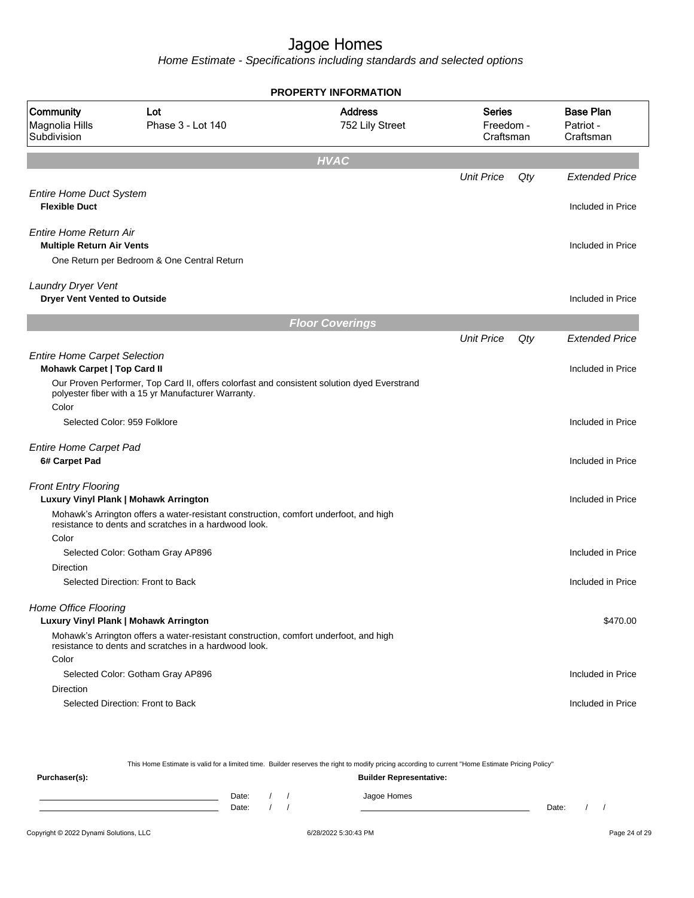# Jagoe Homes

*Home Estimate - Specifications including standards and selected options*

## PROPERTY INFORMATION

| Community | Lot | Address | Series | Base Plan |
|---|---|---|---|---|
| Magnolia Hills Subdivision | Phase 3 - Lot 140 | 752 Lily Street | Freedom - Craftsman | Patriot - Craftsman |

## HVAC

| | Unit Price | Qty | Extended Price |
|---|---|---|---|
| *Entire Home Duct System* | | | |
| **Flexible Duct** | | | Included in Price |
| *Entire Home Return Air* | | | |
| **Multiple Return Air Vents** | | | Included in Price |
| One Return per Bedroom & One Central Return | | | |
| *Laundry Dryer Vent* | | | |
| **Dryer Vent Vented to Outside** | | | Included in Price |

## Floor Coverings

| | Unit Price | Qty | Extended Price |
|---|---|---|---|
| *Entire Home Carpet Selection* | | | |
| **Mohawk Carpet \| Top Card II** | | | Included in Price |
| Our Proven Performer, Top Card II, offers colorfast and consistent solution dyed Everstrand polyester fiber with a 15 yr Manufacturer Warranty. | | | |
| Color | | | |
| Selected Color: 959 Folklore | | | Included in Price |
| *Entire Home Carpet Pad* | | | |
| **6# Carpet Pad** | | | Included in Price |
| *Front Entry Flooring* | | | |
| **Luxury Vinyl Plank \| Mohawk Arrington** | | | Included in Price |
| Mohawk's Arrington offers a water-resistant construction, comfort underfoot, and high resistance to dents and scratches in a hardwood look. | | | |
| Color | | | |
| Selected Color: Gotham Gray AP896 | | | Included in Price |
| Direction | | | |
| Selected Direction: Front to Back | | | Included in Price |
| *Home Office Flooring* | | | |
| **Luxury Vinyl Plank \| Mohawk Arrington** | | | $470.00 |
| Mohawk's Arrington offers a water-resistant construction, comfort underfoot, and high resistance to dents and scratches in a hardwood look. | | | |
| Color | | | |
| Selected Color: Gotham Gray AP896 | | | Included in Price |
| Direction | | | |
| Selected Direction: Front to Back | | | Included in Price |

This Home Estimate is valid for a limited time. Builder reserves the right to modify pricing according to current "Home Estimate Pricing Policy"

**Purchaser(s):** ______________________ Date: / /
______________________ Date: / /

**Builder Representative:** Jagoe Homes ______________________ Date: / /

Copyright © 2022 Dynami Solutions, LLC 6/28/2022 5:30:43 PM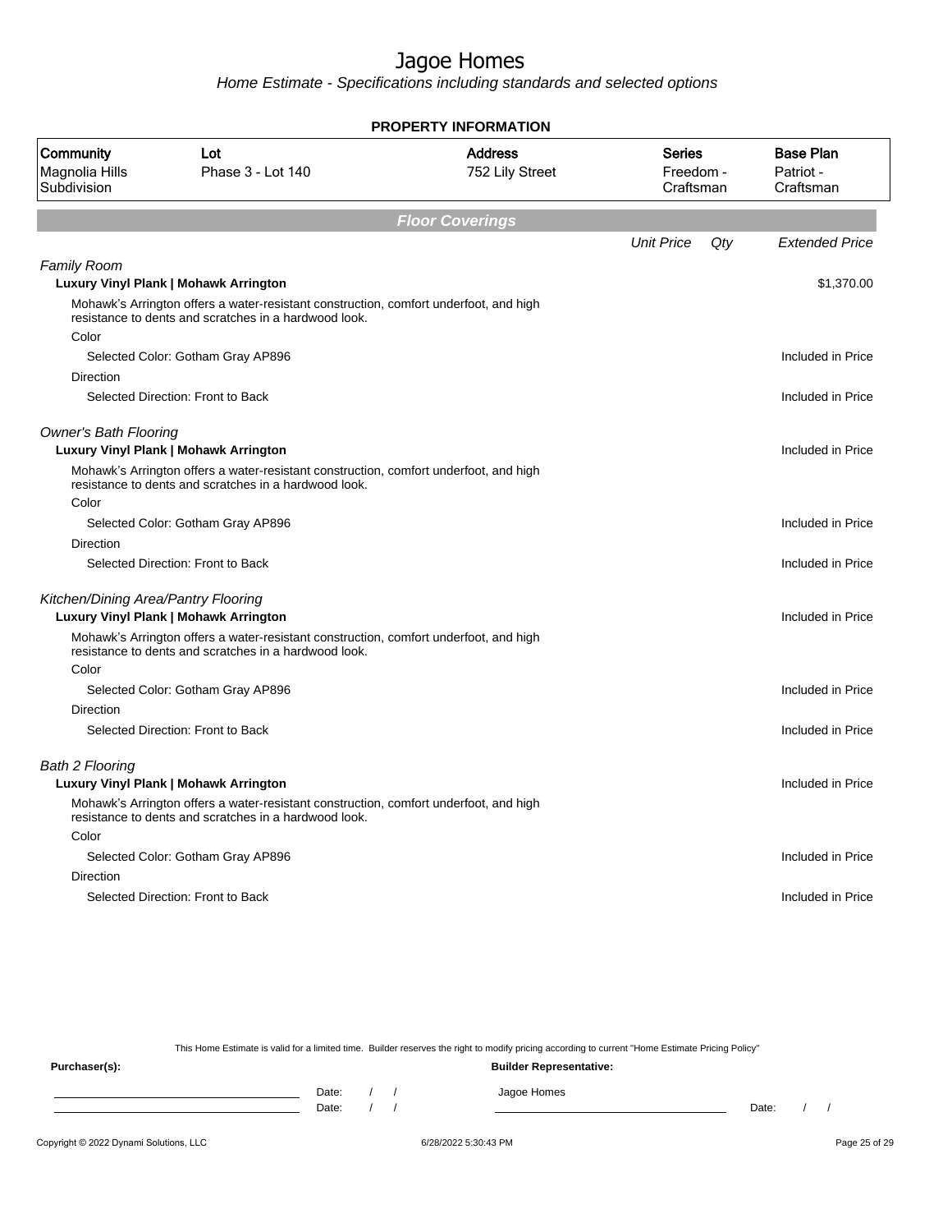# Jagoe Homes

*Home Estimate - Specifications including standards and selected options*

**PROPERTY INFORMATION**

| Community | Lot | Address | Series | Base Plan |
|---|---|---|---|---|
| Magnolia Hills Subdivision | Phase 3 - Lot 140 | 752 Lily Street | Freedom - Craftsman | Patriot - Craftsman |

## Floor Coverings

| | Unit Price | Qty | Extended Price |
|---|---|---|---|
| *Family Room* | | | |
| **Luxury Vinyl Plank \| Mohawk Arrington** | | | $1,370.00 |
| Mohawk's Arrington offers a water-resistant construction, comfort underfoot, and high resistance to dents and scratches in a hardwood look. | | | |
| Color | | | |
| Selected Color: Gotham Gray AP896 | | | Included in Price |
| Direction | | | |
| Selected Direction: Front to Back | | | Included in Price |
| *Owner's Bath Flooring* | | | |
| **Luxury Vinyl Plank \| Mohawk Arrington** | | | Included in Price |
| Mohawk's Arrington offers a water-resistant construction, comfort underfoot, and high resistance to dents and scratches in a hardwood look. | | | |
| Color | | | |
| Selected Color: Gotham Gray AP896 | | | Included in Price |
| Direction | | | |
| Selected Direction: Front to Back | | | Included in Price |
| *Kitchen/Dining Area/Pantry Flooring* | | | |
| **Luxury Vinyl Plank \| Mohawk Arrington** | | | Included in Price |
| Mohawk's Arrington offers a water-resistant construction, comfort underfoot, and high resistance to dents and scratches in a hardwood look. | | | |
| Color | | | |
| Selected Color: Gotham Gray AP896 | | | Included in Price |
| Direction | | | |
| Selected Direction: Front to Back | | | Included in Price |
| *Bath 2 Flooring* | | | |
| **Luxury Vinyl Plank \| Mohawk Arrington** | | | Included in Price |
| Mohawk's Arrington offers a water-resistant construction, comfort underfoot, and high resistance to dents and scratches in a hardwood look. | | | |
| Color | | | |
| Selected Color: Gotham Gray AP896 | | | Included in Price |
| Direction | | | |
| Selected Direction: Front to Back | | | Included in Price |

This Home Estimate is valid for a limited time. Builder reserves the right to modify pricing according to current "Home Estimate Pricing Policy"

**Purchaser(s):** **Builder Representative:**

_______________________ Date: / / Jagoe Homes

_______________________ Date: / / _______________________ Date: / /

Copyright © 2022 Dynami Solutions, LLC 6/28/2022 5:30:43 PM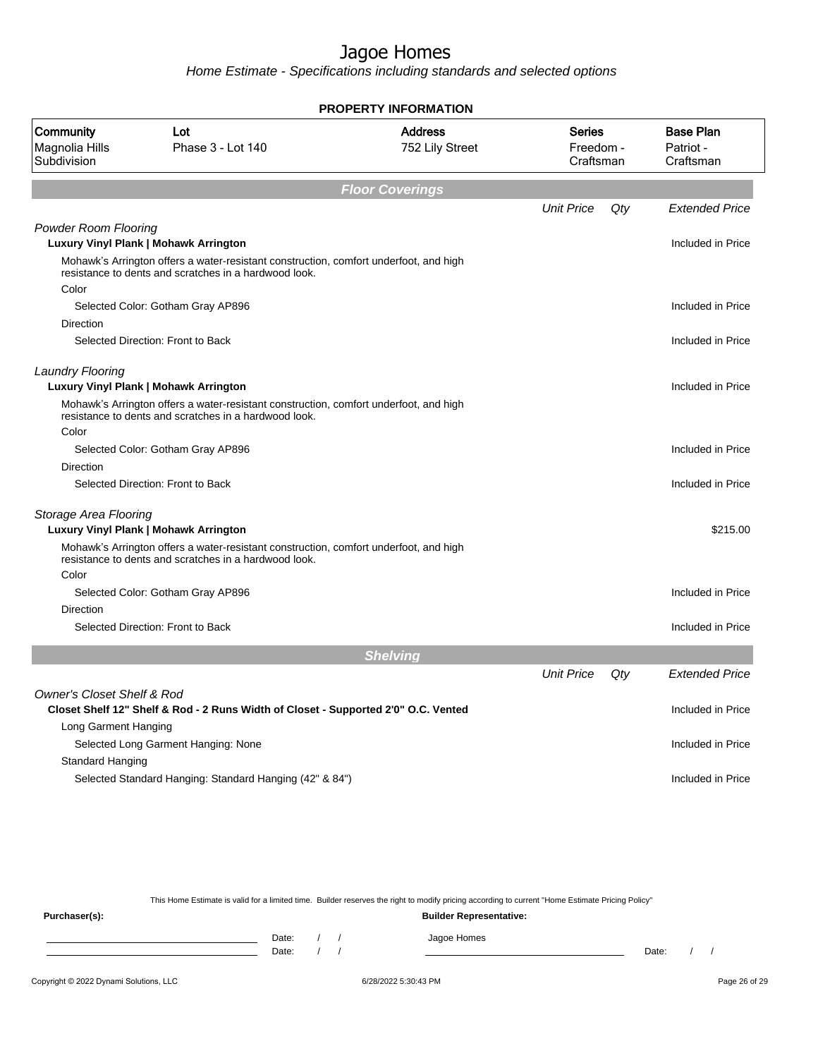# Jagoe Homes

*Home Estimate - Specifications including standards and selected options*

**PROPERTY INFORMATION**

| Community | Lot | Address | Series | Base Plan |
|---|---|---|---|---|
| Magnolia Hills Subdivision | Phase 3 - Lot 140 | 752 Lily Street | Freedom - Craftsman | Patriot - Craftsman |

## Floor Coverings

| | Unit Price | Qty | Extended Price |
|---|---|---|---|
| *Powder Room Flooring* | | | |
| **Luxury Vinyl Plank \| Mohawk Arrington** | | | Included in Price |
| Mohawk's Arrington offers a water-resistant construction, comfort underfoot, and high resistance to dents and scratches in a hardwood look. | | | |
| Color | | | |
| Selected Color: Gotham Gray AP896 | | | Included in Price |
| Direction | | | |
| Selected Direction: Front to Back | | | Included in Price |
| *Laundry Flooring* | | | |
| **Luxury Vinyl Plank \| Mohawk Arrington** | | | Included in Price |
| Mohawk's Arrington offers a water-resistant construction, comfort underfoot, and high resistance to dents and scratches in a hardwood look. | | | |
| Color | | | |
| Selected Color: Gotham Gray AP896 | | | Included in Price |
| Direction | | | |
| Selected Direction: Front to Back | | | Included in Price |
| *Storage Area Flooring* | | | |
| **Luxury Vinyl Plank \| Mohawk Arrington** | | | $215.00 |
| Mohawk's Arrington offers a water-resistant construction, comfort underfoot, and high resistance to dents and scratches in a hardwood look. | | | |
| Color | | | |
| Selected Color: Gotham Gray AP896 | | | Included in Price |
| Direction | | | |
| Selected Direction: Front to Back | | | Included in Price |

## Shelving

| | Unit Price | Qty | Extended Price |
|---|---|---|---|
| *Owner's Closet Shelf & Rod* | | | |
| **Closet Shelf 12" Shelf & Rod - 2 Runs Width of Closet - Supported 2'0" O.C. Vented** | | | Included in Price |
| Long Garment Hanging | | | |
| Selected Long Garment Hanging: None | | | Included in Price |
| Standard Hanging | | | |
| Selected Standard Hanging: Standard Hanging (42" & 84") | | | Included in Price |

This Home Estimate is valid for a limited time. Builder reserves the right to modify pricing according to current "Home Estimate Pricing Policy"

**Purchaser(s):**

Date: / /

Date: / /

**Builder Representative:**

Jagoe Homes

Date: / /

Copyright © 2022 Dynami Solutions, LLC — 6/28/2022 5:30:43 PM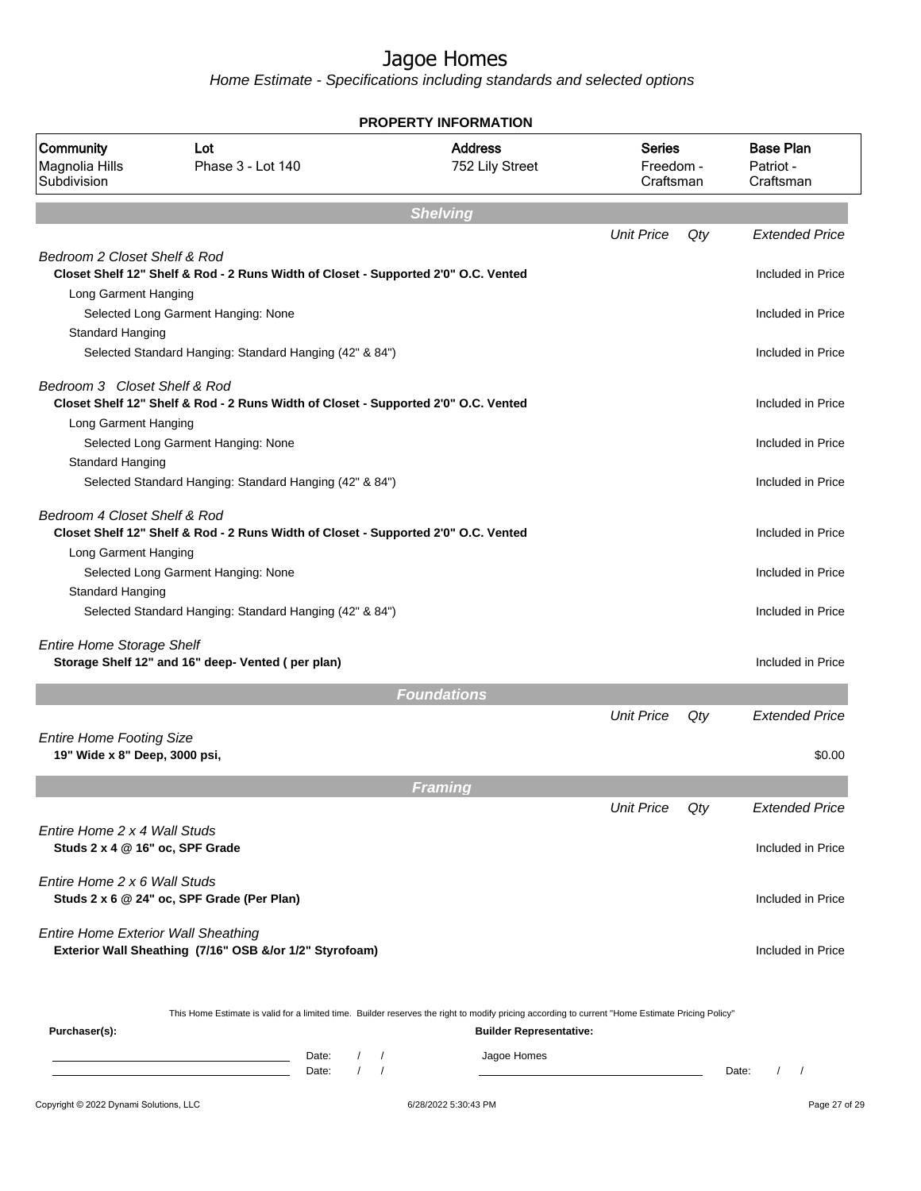# Jagoe Homes

*Home Estimate - Specifications including standards and selected options*

**PROPERTY INFORMATION**

| Community | Lot | Address | Series | Base Plan |
|---|---|---|---|---|
| Magnolia Hills Subdivision | Phase 3 - Lot 140 | 752 Lily Street | Freedom - Craftsman | Patriot - Craftsman |

## Shelving

| | Unit Price | Qty | Extended Price |
|---|---|---|---|
| *Bedroom 2 Closet Shelf & Rod* | | | |
| **Closet Shelf 12" Shelf & Rod - 2 Runs Width of Closet - Supported 2'0" O.C. Vented** | | | Included in Price |
| Long Garment Hanging | | | |
| Selected Long Garment Hanging: None | | | Included in Price |
| Standard Hanging | | | |
| Selected Standard Hanging: Standard Hanging (42" & 84") | | | Included in Price |
| *Bedroom 3 Closet Shelf & Rod* | | | |
| **Closet Shelf 12" Shelf & Rod - 2 Runs Width of Closet - Supported 2'0" O.C. Vented** | | | Included in Price |
| Long Garment Hanging | | | |
| Selected Long Garment Hanging: None | | | Included in Price |
| Standard Hanging | | | |
| Selected Standard Hanging: Standard Hanging (42" & 84") | | | Included in Price |
| *Bedroom 4 Closet Shelf & Rod* | | | |
| **Closet Shelf 12" Shelf & Rod - 2 Runs Width of Closet - Supported 2'0" O.C. Vented** | | | Included in Price |
| Long Garment Hanging | | | |
| Selected Long Garment Hanging: None | | | Included in Price |
| Standard Hanging | | | |
| Selected Standard Hanging: Standard Hanging (42" & 84") | | | Included in Price |
| *Entire Home Storage Shelf* | | | |
| **Storage Shelf 12" and 16" deep- Vented ( per plan)** | | | Included in Price |

## Foundations

| | Unit Price | Qty | Extended Price |
|---|---|---|---|
| *Entire Home Footing Size* | | | |
| **19" Wide x 8" Deep, 3000 psi,** | | | $0.00 |

## Framing

| | Unit Price | Qty | Extended Price |
|---|---|---|---|
| *Entire Home 2 x 4 Wall Studs* | | | |
| **Studs 2 x 4 @ 16" oc, SPF Grade** | | | Included in Price |
| *Entire Home 2 x 6 Wall Studs* | | | |
| **Studs 2 x 6 @ 24" oc, SPF Grade (Per Plan)** | | | Included in Price |
| *Entire Home Exterior Wall Sheathing* | | | |
| **Exterior Wall Sheathing (7/16" OSB &/or 1/2" Styrofoam)** | | | Included in Price |

This Home Estimate is valid for a limited time. Builder reserves the right to modify pricing according to current "Home Estimate Pricing Policy"

**Purchaser(s):**

Date: / /

Date: / /

**Builder Representative:**

Jagoe Homes

Date: / /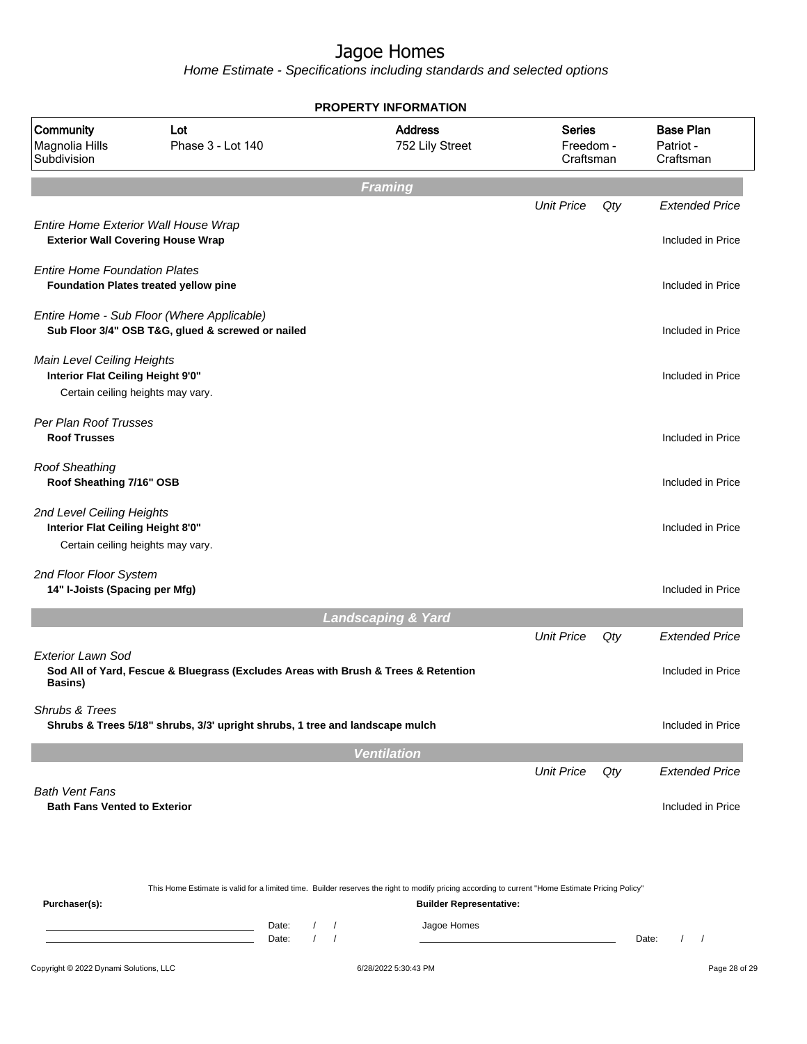# Jagoe Homes

*Home Estimate - Specifications including standards and selected options*

**PROPERTY INFORMATION**

| Community | Lot | Address | Series | Base Plan |
|---|---|---|---|---|
| Magnolia Hills Subdivision | Phase 3 - Lot 140 | 752 Lily Street | Freedom - Craftsman | Patriot - Craftsman |

## Framing

| | Unit Price | Qty | Extended Price |
|---|---|---|---|
| *Entire Home Exterior Wall House Wrap*<br>**Exterior Wall Covering House Wrap** | | | Included in Price |
| *Entire Home Foundation Plates*<br>**Foundation Plates treated yellow pine** | | | Included in Price |
| *Entire Home - Sub Floor (Where Applicable)*<br>**Sub Floor 3/4" OSB T&G, glued & screwed or nailed** | | | Included in Price |
| *Main Level Ceiling Heights*<br>**Interior Flat Ceiling Height 9'0"**<br>Certain ceiling heights may vary. | | | Included in Price |
| *Per Plan Roof Trusses*<br>**Roof Trusses** | | | Included in Price |
| *Roof Sheathing*<br>**Roof Sheathing 7/16" OSB** | | | Included in Price |
| *2nd Level Ceiling Heights*<br>**Interior Flat Ceiling Height 8'0"**<br>Certain ceiling heights may vary. | | | Included in Price |
| *2nd Floor Floor System*<br>**14" I-Joists (Spacing per Mfg)** | | | Included in Price |

## Landscaping & Yard

| | Unit Price | Qty | Extended Price |
|---|---|---|---|
| *Exterior Lawn Sod*<br>**Sod All of Yard, Fescue & Bluegrass (Excludes Areas with Brush & Trees & Retention Basins)** | | | Included in Price |
| *Shrubs & Trees*<br>**Shrubs & Trees 5/18" shrubs, 3/3' upright shrubs, 1 tree and landscape mulch** | | | Included in Price |

## Ventilation

| | Unit Price | Qty | Extended Price |
|---|---|---|---|
| *Bath Vent Fans*<br>**Bath Fans Vented to Exterior** | | | Included in Price |

This Home Estimate is valid for a limited time. Builder reserves the right to modify pricing according to current "Home Estimate Pricing Policy"

**Purchaser(s):**

Date: / /
Date: / /

**Builder Representative:**

Jagoe Homes

Date: / /

Copyright © 2022 Dynami Solutions, LLC — 6/28/2022 5:30:43 PM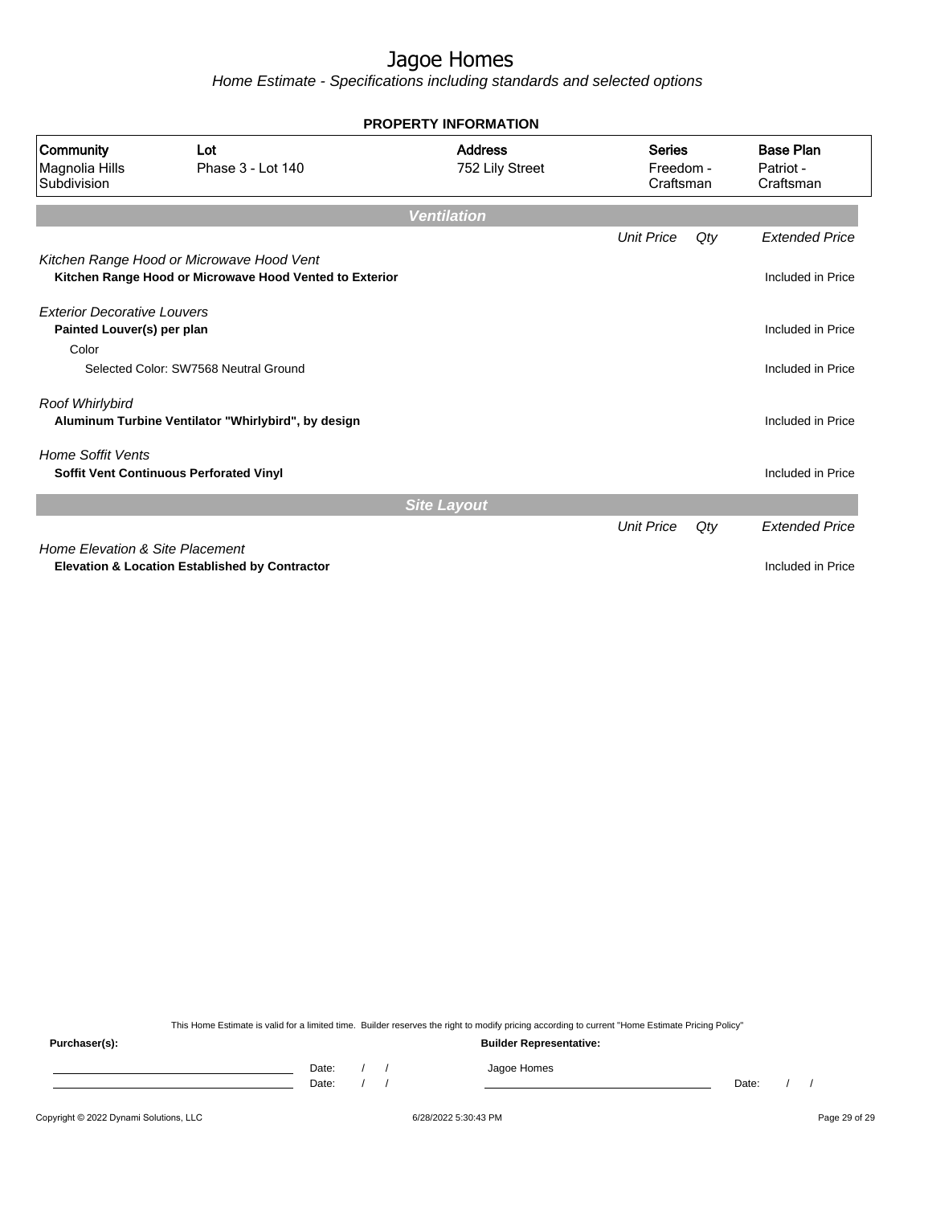# Jagoe Homes

*Home Estimate - Specifications including standards and selected options*

**PROPERTY INFORMATION**

| Community | Lot | Address | Series | Base Plan |
|---|---|---|---|---|
| Magnolia Hills Subdivision | Phase 3 - Lot 140 | 752 Lily Street | Freedom - Craftsman | Patriot - Craftsman |

## Ventilation

| | Unit Price | Qty | Extended Price |
|---|---|---|---|
| *Kitchen Range Hood or Microwave Hood Vent* | | | |
| **Kitchen Range Hood or Microwave Hood Vented to Exterior** | | | Included in Price |
| *Exterior Decorative Louvers* | | | |
| **Painted Louver(s) per plan** | | | Included in Price |
| Color | | | |
| Selected Color: SW7568 Neutral Ground | | | Included in Price |
| *Roof Whirlybird* | | | |
| **Aluminum Turbine Ventilator "Whirlybird", by design** | | | Included in Price |
| *Home Soffit Vents* | | | |
| **Soffit Vent Continuous Perforated Vinyl** | | | Included in Price |

## Site Layout

| | Unit Price | Qty | Extended Price |
|---|---|---|---|
| *Home Elevation & Site Placement* | | | |
| **Elevation & Location Established by Contractor** | | | Included in Price |

This Home Estimate is valid for a limited time. Builder reserves the right to modify pricing according to current "Home Estimate Pricing Policy"

**Purchaser(s):**

Date: / /

Date: / /

**Builder Representative:**

Jagoe Homes

Date: / /

Copyright © 2022 Dynami Solutions, LLC

6/28/2022 5:30:43 PM